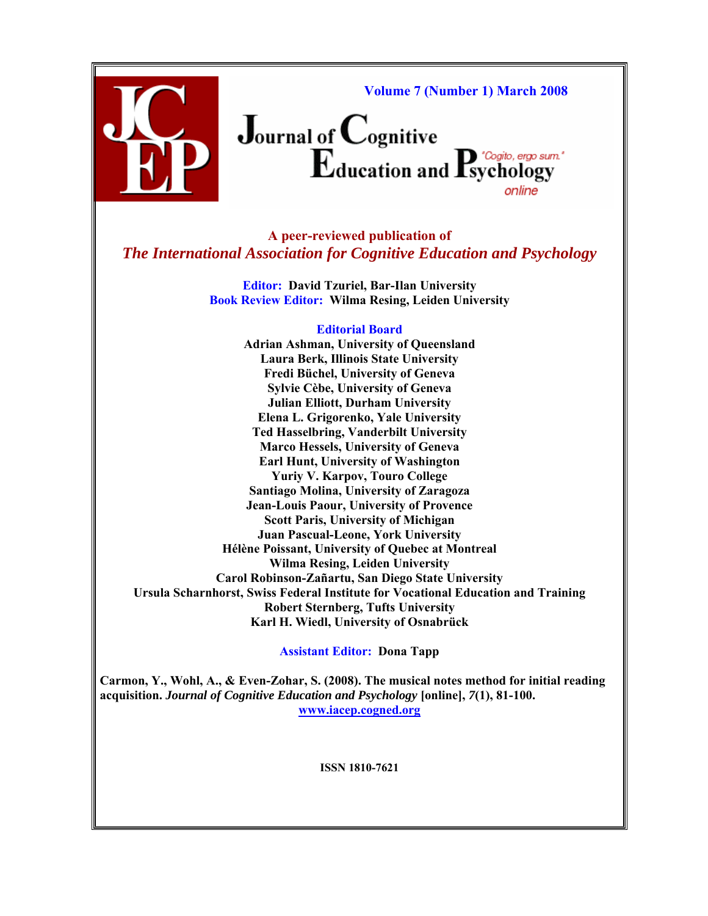**Volume 7 (Number 1) March 2008**

# Journal of Cognitive Education and Psychology

"Cogito, ergo sum."

online

**A peer-reviewed publication of**
***The International Association for Cognitive Education and Psychology***

**Editor:** David Tzuriel, Bar-Ilan University
**Book Review Editor:** Wilma Resing, Leiden University

**Editorial Board**

Adrian Ashman, University of Queensland
Laura Berk, Illinois State University
Fredi Büchel, University of Geneva
Sylvie Cèbe, University of Geneva
Julian Elliott, Durham University
Elena L. Grigorenko, Yale University
Ted Hasselbring, Vanderbilt University
Marco Hessels, University of Geneva
Earl Hunt, University of Washington
Yuriy V. Karpov, Touro College
Santiago Molina, University of Zaragoza
Jean-Louis Paour, University of Provence
Scott Paris, University of Michigan
Juan Pascual-Leone, York University
Hélène Poissant, University of Quebec at Montreal
Wilma Resing, Leiden University
Carol Robinson-Zañartu, San Diego State University
Ursula Scharnhorst, Swiss Federal Institute for Vocational Education and Training
Robert Sternberg, Tufts University
Karl H. Wiedl, University of Osnabrück

**Assistant Editor:** Dona Tapp

**Carmon, Y., Wohl, A., & Even-Zohar, S. (2008). The musical notes method for initial reading acquisition. *Journal of Cognitive Education and Psychology* [online], *7*(1), 81-100.**
www.iacep.cogned.org

**ISSN 1810-7621**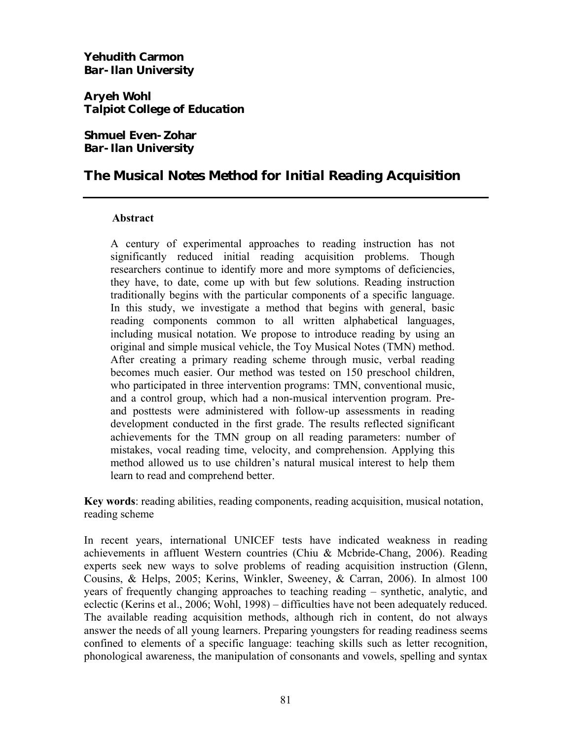**Yehudith Carmon**
**Bar-Ilan University**

**Aryeh Wohl**
**Talpiot College of Education**

**Shmuel Even-Zohar**
**Bar-Ilan University**

# The Musical Notes Method for Initial Reading Acquisition

**Abstract**

A century of experimental approaches to reading instruction has not significantly reduced initial reading acquisition problems. Though researchers continue to identify more and more symptoms of deficiencies, they have, to date, come up with but few solutions. Reading instruction traditionally begins with the particular components of a specific language. In this study, we investigate a method that begins with general, basic reading components common to all written alphabetical languages, including musical notation. We propose to introduce reading by using an original and simple musical vehicle, the Toy Musical Notes (TMN) method. After creating a primary reading scheme through music, verbal reading becomes much easier. Our method was tested on 150 preschool children, who participated in three intervention programs: TMN, conventional music, and a control group, which had a non-musical intervention program. Pre- and posttests were administered with follow-up assessments in reading development conducted in the first grade. The results reflected significant achievements for the TMN group on all reading parameters: number of mistakes, vocal reading time, velocity, and comprehension. Applying this method allowed us to use children's natural musical interest to help them learn to read and comprehend better.

**Key words**: reading abilities, reading components, reading acquisition, musical notation, reading scheme

In recent years, international UNICEF tests have indicated weakness in reading achievements in affluent Western countries (Chiu & Mcbride-Chang, 2006). Reading experts seek new ways to solve problems of reading acquisition instruction (Glenn, Cousins, & Helps, 2005; Kerins, Winkler, Sweeney, & Carran, 2006). In almost 100 years of frequently changing approaches to teaching reading – synthetic, analytic, and eclectic (Kerins et al., 2006; Wohl, 1998) – difficulties have not been adequately reduced. The available reading acquisition methods, although rich in content, do not always answer the needs of all young learners. Preparing youngsters for reading readiness seems confined to elements of a specific language: teaching skills such as letter recognition, phonological awareness, the manipulation of consonants and vowels, spelling and syntax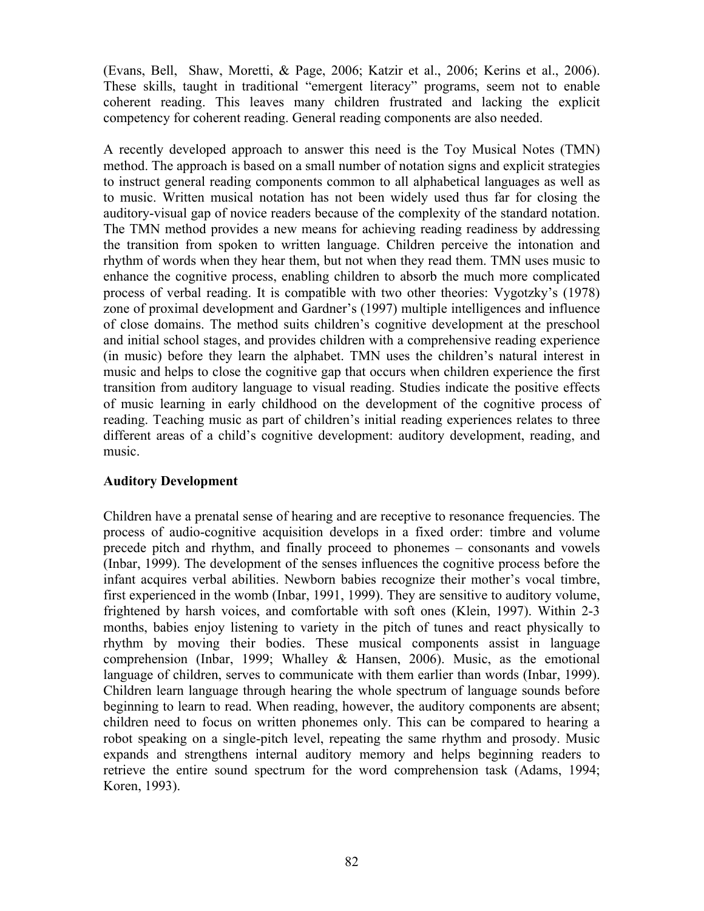(Evans, Bell, Shaw, Moretti, & Page, 2006; Katzir et al., 2006; Kerins et al., 2006). These skills, taught in traditional "emergent literacy" programs, seem not to enable coherent reading. This leaves many children frustrated and lacking the explicit competency for coherent reading. General reading components are also needed.

A recently developed approach to answer this need is the Toy Musical Notes (TMN) method. The approach is based on a small number of notation signs and explicit strategies to instruct general reading components common to all alphabetical languages as well as to music. Written musical notation has not been widely used thus far for closing the auditory-visual gap of novice readers because of the complexity of the standard notation. The TMN method provides a new means for achieving reading readiness by addressing the transition from spoken to written language. Children perceive the intonation and rhythm of words when they hear them, but not when they read them. TMN uses music to enhance the cognitive process, enabling children to absorb the much more complicated process of verbal reading. It is compatible with two other theories: Vygotzky's (1978) zone of proximal development and Gardner's (1997) multiple intelligences and influence of close domains. The method suits children's cognitive development at the preschool and initial school stages, and provides children with a comprehensive reading experience (in music) before they learn the alphabet. TMN uses the children's natural interest in music and helps to close the cognitive gap that occurs when children experience the first transition from auditory language to visual reading. Studies indicate the positive effects of music learning in early childhood on the development of the cognitive process of reading. Teaching music as part of children's initial reading experiences relates to three different areas of a child's cognitive development: auditory development, reading, and music.

## Auditory Development

Children have a prenatal sense of hearing and are receptive to resonance frequencies. The process of audio-cognitive acquisition develops in a fixed order: timbre and volume precede pitch and rhythm, and finally proceed to phonemes – consonants and vowels (Inbar, 1999). The development of the senses influences the cognitive process before the infant acquires verbal abilities. Newborn babies recognize their mother's vocal timbre, first experienced in the womb (Inbar, 1991, 1999). They are sensitive to auditory volume, frightened by harsh voices, and comfortable with soft ones (Klein, 1997). Within 2-3 months, babies enjoy listening to variety in the pitch of tunes and react physically to rhythm by moving their bodies. These musical components assist in language comprehension (Inbar, 1999; Whalley & Hansen, 2006). Music, as the emotional language of children, serves to communicate with them earlier than words (Inbar, 1999). Children learn language through hearing the whole spectrum of language sounds before beginning to learn to read. When reading, however, the auditory components are absent; children need to focus on written phonemes only. This can be compared to hearing a robot speaking on a single-pitch level, repeating the same rhythm and prosody. Music expands and strengthens internal auditory memory and helps beginning readers to retrieve the entire sound spectrum for the word comprehension task (Adams, 1994; Koren, 1993).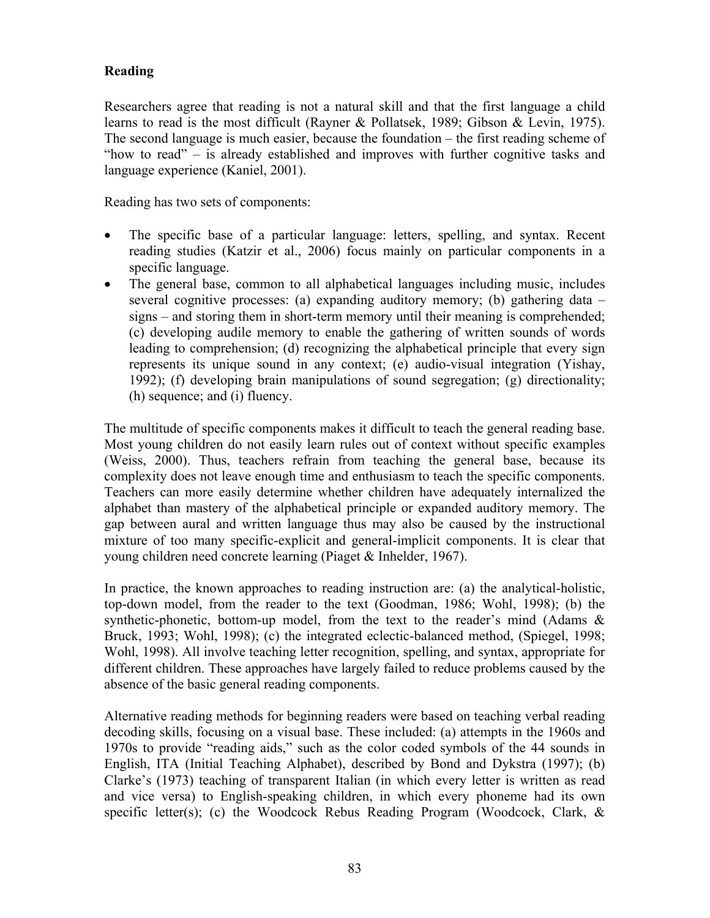## Reading

Researchers agree that reading is not a natural skill and that the first language a child learns to read is the most difficult (Rayner & Pollatsek, 1989; Gibson & Levin, 1975). The second language is much easier, because the foundation – the first reading scheme of "how to read" – is already established and improves with further cognitive tasks and language experience (Kaniel, 2001).

Reading has two sets of components:

- The specific base of a particular language: letters, spelling, and syntax. Recent reading studies (Katzir et al., 2006) focus mainly on particular components in a specific language.
- The general base, common to all alphabetical languages including music, includes several cognitive processes: (a) expanding auditory memory; (b) gathering data – signs – and storing them in short-term memory until their meaning is comprehended; (c) developing audile memory to enable the gathering of written sounds of words leading to comprehension; (d) recognizing the alphabetical principle that every sign represents its unique sound in any context; (e) audio-visual integration (Yishay, 1992); (f) developing brain manipulations of sound segregation; (g) directionality; (h) sequence; and (i) fluency.

The multitude of specific components makes it difficult to teach the general reading base. Most young children do not easily learn rules out of context without specific examples (Weiss, 2000). Thus, teachers refrain from teaching the general base, because its complexity does not leave enough time and enthusiasm to teach the specific components. Teachers can more easily determine whether children have adequately internalized the alphabet than mastery of the alphabetical principle or expanded auditory memory. The gap between aural and written language thus may also be caused by the instructional mixture of too many specific-explicit and general-implicit components. It is clear that young children need concrete learning (Piaget & Inhelder, 1967).

In practice, the known approaches to reading instruction are: (a) the analytical-holistic, top-down model, from the reader to the text (Goodman, 1986; Wohl, 1998); (b) the synthetic-phonetic, bottom-up model, from the text to the reader's mind (Adams & Bruck, 1993; Wohl, 1998); (c) the integrated eclectic-balanced method, (Spiegel, 1998; Wohl, 1998). All involve teaching letter recognition, spelling, and syntax, appropriate for different children. These approaches have largely failed to reduce problems caused by the absence of the basic general reading components.

Alternative reading methods for beginning readers were based on teaching verbal reading decoding skills, focusing on a visual base. These included: (a) attempts in the 1960s and 1970s to provide "reading aids," such as the color coded symbols of the 44 sounds in English, ITA (Initial Teaching Alphabet), described by Bond and Dykstra (1997); (b) Clarke's (1973) teaching of transparent Italian (in which every letter is written as read and vice versa) to English-speaking children, in which every phoneme had its own specific letter(s); (c) the Woodcock Rebus Reading Program (Woodcock, Clark, &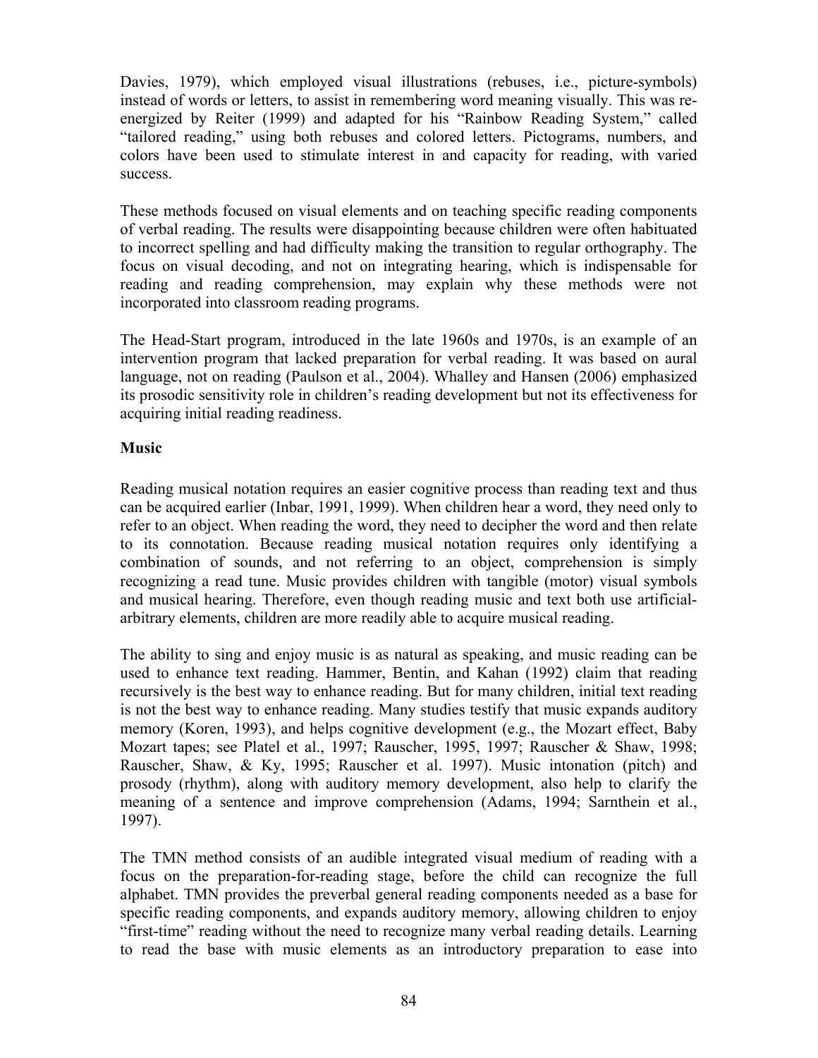Davies, 1979), which employed visual illustrations (rebuses, i.e., picture-symbols) instead of words or letters, to assist in remembering word meaning visually. This was re-energized by Reiter (1999) and adapted for his "Rainbow Reading System," called "tailored reading," using both rebuses and colored letters. Pictograms, numbers, and colors have been used to stimulate interest in and capacity for reading, with varied success.

These methods focused on visual elements and on teaching specific reading components of verbal reading. The results were disappointing because children were often habituated to incorrect spelling and had difficulty making the transition to regular orthography. The focus on visual decoding, and not on integrating hearing, which is indispensable for reading and reading comprehension, may explain why these methods were not incorporated into classroom reading programs.

The Head-Start program, introduced in the late 1960s and 1970s, is an example of an intervention program that lacked preparation for verbal reading. It was based on aural language, not on reading (Paulson et al., 2004). Whalley and Hansen (2006) emphasized its prosodic sensitivity role in children's reading development but not its effectiveness for acquiring initial reading readiness.

**Music**

Reading musical notation requires an easier cognitive process than reading text and thus can be acquired earlier (Inbar, 1991, 1999). When children hear a word, they need only to refer to an object. When reading the word, they need to decipher the word and then relate to its connotation. Because reading musical notation requires only identifying a combination of sounds, and not referring to an object, comprehension is simply recognizing a read tune. Music provides children with tangible (motor) visual symbols and musical hearing. Therefore, even though reading music and text both use artificial-arbitrary elements, children are more readily able to acquire musical reading.

The ability to sing and enjoy music is as natural as speaking, and music reading can be used to enhance text reading. Hammer, Bentin, and Kahan (1992) claim that reading recursively is the best way to enhance reading. But for many children, initial text reading is not the best way to enhance reading. Many studies testify that music expands auditory memory (Koren, 1993), and helps cognitive development (e.g., the Mozart effect, Baby Mozart tapes; see Platel et al., 1997; Rauscher, 1995, 1997; Rauscher & Shaw, 1998; Rauscher, Shaw, & Ky, 1995; Rauscher et al. 1997). Music intonation (pitch) and prosody (rhythm), along with auditory memory development, also help to clarify the meaning of a sentence and improve comprehension (Adams, 1994; Sarnthein et al., 1997).

The TMN method consists of an audible integrated visual medium of reading with a focus on the preparation-for-reading stage, before the child can recognize the full alphabet. TMN provides the preverbal general reading components needed as a base for specific reading components, and expands auditory memory, allowing children to enjoy "first-time" reading without the need to recognize many verbal reading details. Learning to read the base with music elements as an introductory preparation to ease into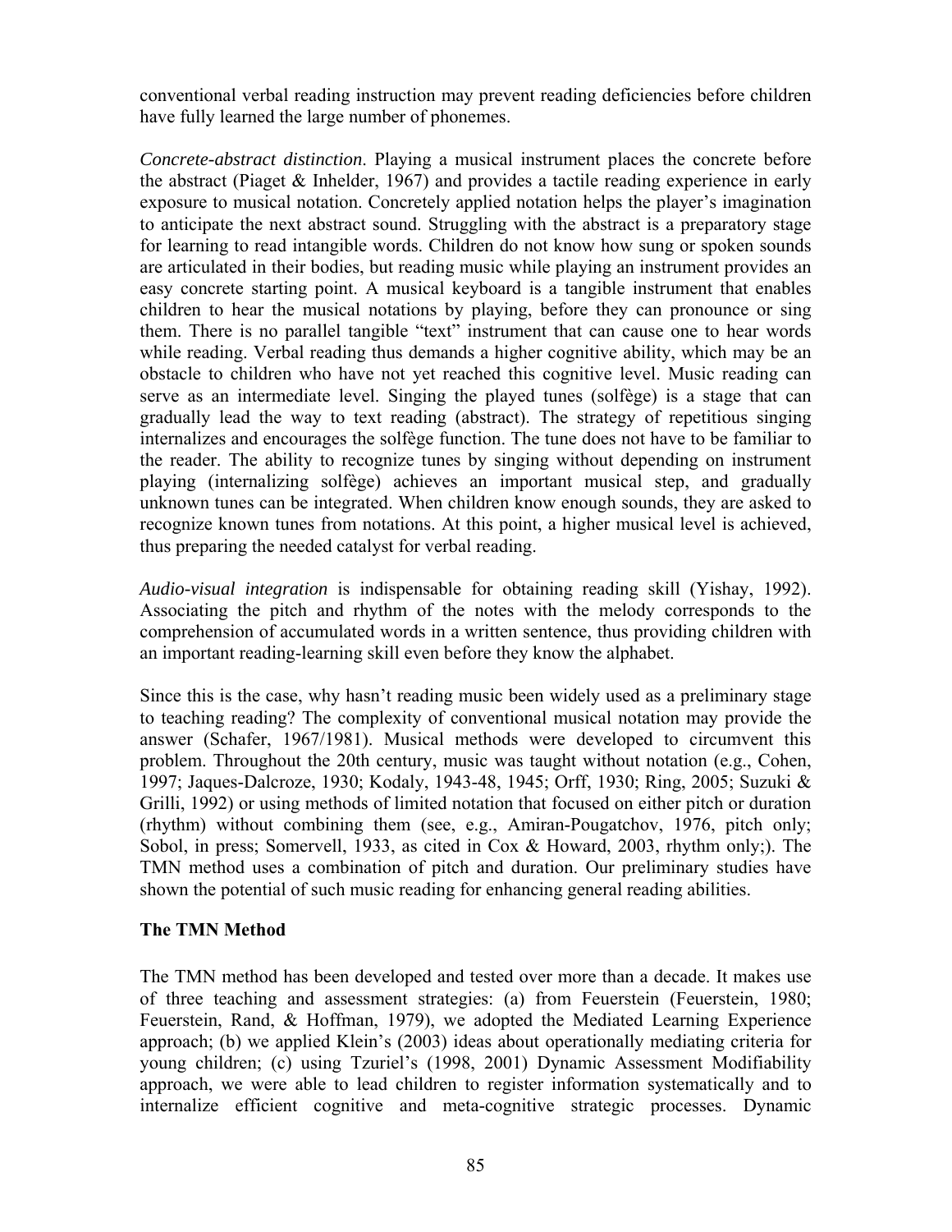conventional verbal reading instruction may prevent reading deficiencies before children have fully learned the large number of phonemes.

*Concrete-abstract distinction*. Playing a musical instrument places the concrete before the abstract (Piaget & Inhelder, 1967) and provides a tactile reading experience in early exposure to musical notation. Concretely applied notation helps the player's imagination to anticipate the next abstract sound. Struggling with the abstract is a preparatory stage for learning to read intangible words. Children do not know how sung or spoken sounds are articulated in their bodies, but reading music while playing an instrument provides an easy concrete starting point. A musical keyboard is a tangible instrument that enables children to hear the musical notations by playing, before they can pronounce or sing them. There is no parallel tangible "text" instrument that can cause one to hear words while reading. Verbal reading thus demands a higher cognitive ability, which may be an obstacle to children who have not yet reached this cognitive level. Music reading can serve as an intermediate level. Singing the played tunes (solfège) is a stage that can gradually lead the way to text reading (abstract). The strategy of repetitious singing internalizes and encourages the solfège function. The tune does not have to be familiar to the reader. The ability to recognize tunes by singing without depending on instrument playing (internalizing solfège) achieves an important musical step, and gradually unknown tunes can be integrated. When children know enough sounds, they are asked to recognize known tunes from notations. At this point, a higher musical level is achieved, thus preparing the needed catalyst for verbal reading.

*Audio-visual integration* is indispensable for obtaining reading skill (Yishay, 1992). Associating the pitch and rhythm of the notes with the melody corresponds to the comprehension of accumulated words in a written sentence, thus providing children with an important reading-learning skill even before they know the alphabet.

Since this is the case, why hasn't reading music been widely used as a preliminary stage to teaching reading? The complexity of conventional musical notation may provide the answer (Schafer, 1967/1981). Musical methods were developed to circumvent this problem. Throughout the 20th century, music was taught without notation (e.g., Cohen, 1997; Jaques-Dalcroze, 1930; Kodaly, 1943-48, 1945; Orff, 1930; Ring, 2005; Suzuki & Grilli, 1992) or using methods of limited notation that focused on either pitch or duration (rhythm) without combining them (see, e.g., Amiran-Pougatchov, 1976, pitch only; Sobol, in press; Somervell, 1933, as cited in Cox & Howard, 2003, rhythm only;). The TMN method uses a combination of pitch and duration. Our preliminary studies have shown the potential of such music reading for enhancing general reading abilities.

## The TMN Method

The TMN method has been developed and tested over more than a decade. It makes use of three teaching and assessment strategies: (a) from Feuerstein (Feuerstein, 1980; Feuerstein, Rand, & Hoffman, 1979), we adopted the Mediated Learning Experience approach; (b) we applied Klein's (2003) ideas about operationally mediating criteria for young children; (c) using Tzuriel's (1998, 2001) Dynamic Assessment Modifiability approach, we were able to lead children to register information systematically and to internalize efficient cognitive and meta-cognitive strategic processes. Dynamic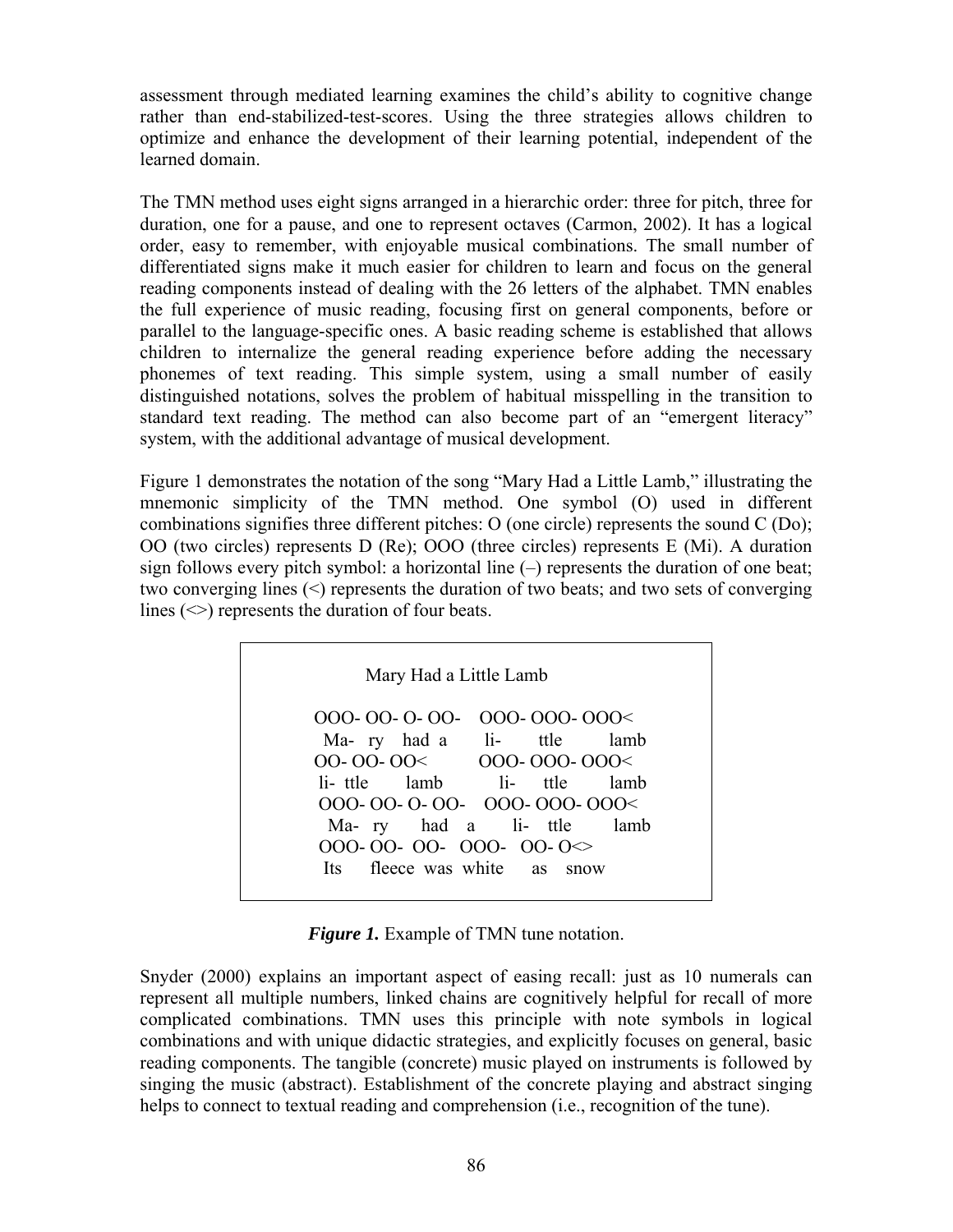assessment through mediated learning examines the child's ability to cognitive change rather than end-stabilized-test-scores. Using the three strategies allows children to optimize and enhance the development of their learning potential, independent of the learned domain.

The TMN method uses eight signs arranged in a hierarchic order: three for pitch, three for duration, one for a pause, and one to represent octaves (Carmon, 2002). It has a logical order, easy to remember, with enjoyable musical combinations. The small number of differentiated signs make it much easier for children to learn and focus on the general reading components instead of dealing with the 26 letters of the alphabet. TMN enables the full experience of music reading, focusing first on general components, before or parallel to the language-specific ones. A basic reading scheme is established that allows children to internalize the general reading experience before adding the necessary phonemes of text reading. This simple system, using a small number of easily distinguished notations, solves the problem of habitual misspelling in the transition to standard text reading. The method can also become part of an "emergent literacy" system, with the additional advantage of musical development.

Figure 1 demonstrates the notation of the song "Mary Had a Little Lamb," illustrating the mnemonic simplicity of the TMN method. One symbol (O) used in different combinations signifies three different pitches: O (one circle) represents the sound C (Do); OO (two circles) represents D (Re); OOO (three circles) represents E (Mi). A duration sign follows every pitch symbol: a horizontal line (–) represents the duration of one beat; two converging lines (<) represents the duration of two beats; and two sets of converging lines (<>) represents the duration of four beats.

```
Mary Had a Little Lamb

OOO- OO- O- OO-    OOO- OOO- OOO<
 Ma-  ry  had a      li-    ttle      lamb
OO- OO- OO<          OOO- OOO- OOO<
 li- ttle     lamb          li-    ttle      lamb
OOO- OO- O- OO-    OOO- OOO- OOO<
 Ma-  ry     had  a      li-  ttle      lamb
OOO- OO-  OO-  OOO-   OO- O<>
 Its     fleece  was  white     as   snow
```

***Figure 1.*** Example of TMN tune notation.

Snyder (2000) explains an important aspect of easing recall: just as 10 numerals can represent all multiple numbers, linked chains are cognitively helpful for recall of more complicated combinations. TMN uses this principle with note symbols in logical combinations and with unique didactic strategies, and explicitly focuses on general, basic reading components. The tangible (concrete) music played on instruments is followed by singing the music (abstract). Establishment of the concrete playing and abstract singing helps to connect to textual reading and comprehension (i.e., recognition of the tune).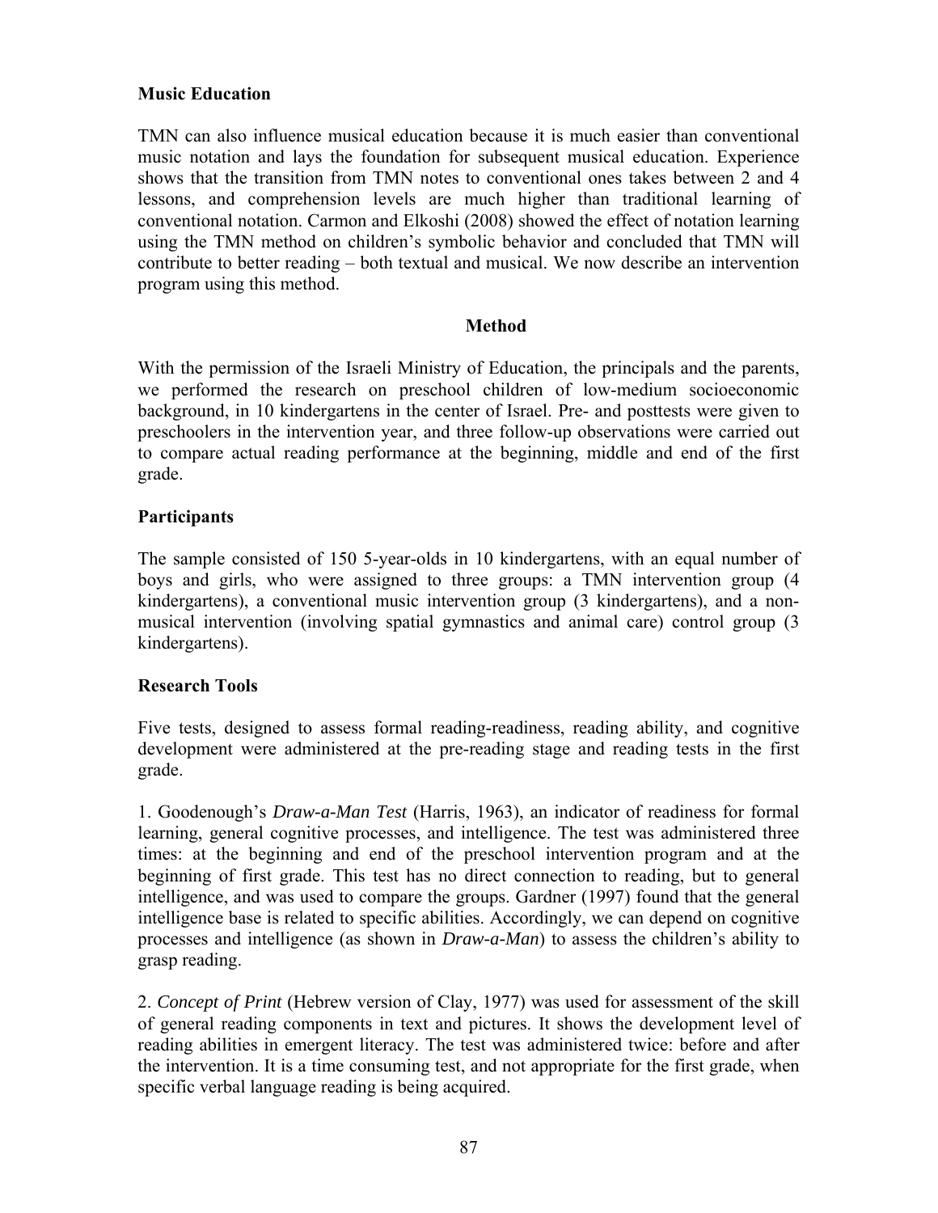### Music Education

TMN can also influence musical education because it is much easier than conventional music notation and lays the foundation for subsequent musical education. Experience shows that the transition from TMN notes to conventional ones takes between 2 and 4 lessons, and comprehension levels are much higher than traditional learning of conventional notation. Carmon and Elkoshi (2008) showed the effect of notation learning using the TMN method on children's symbolic behavior and concluded that TMN will contribute to better reading – both textual and musical. We now describe an intervention program using this method.

## Method

With the permission of the Israeli Ministry of Education, the principals and the parents, we performed the research on preschool children of low-medium socioeconomic background, in 10 kindergartens in the center of Israel. Pre- and posttests were given to preschoolers in the intervention year, and three follow-up observations were carried out to compare actual reading performance at the beginning, middle and end of the first grade.

### Participants

The sample consisted of 150 5-year-olds in 10 kindergartens, with an equal number of boys and girls, who were assigned to three groups: a TMN intervention group (4 kindergartens), a conventional music intervention group (3 kindergartens), and a non-musical intervention (involving spatial gymnastics and animal care) control group (3 kindergartens).

### Research Tools

Five tests, designed to assess formal reading-readiness, reading ability, and cognitive development were administered at the pre-reading stage and reading tests in the first grade.

1. Goodenough's *Draw-a-Man Test* (Harris, 1963), an indicator of readiness for formal learning, general cognitive processes, and intelligence. The test was administered three times: at the beginning and end of the preschool intervention program and at the beginning of first grade. This test has no direct connection to reading, but to general intelligence, and was used to compare the groups. Gardner (1997) found that the general intelligence base is related to specific abilities. Accordingly, we can depend on cognitive processes and intelligence (as shown in *Draw-a-Man*) to assess the children's ability to grasp reading.

2. *Concept of Print* (Hebrew version of Clay, 1977) was used for assessment of the skill of general reading components in text and pictures. It shows the development level of reading abilities in emergent literacy. The test was administered twice: before and after the intervention. It is a time consuming test, and not appropriate for the first grade, when specific verbal language reading is being acquired.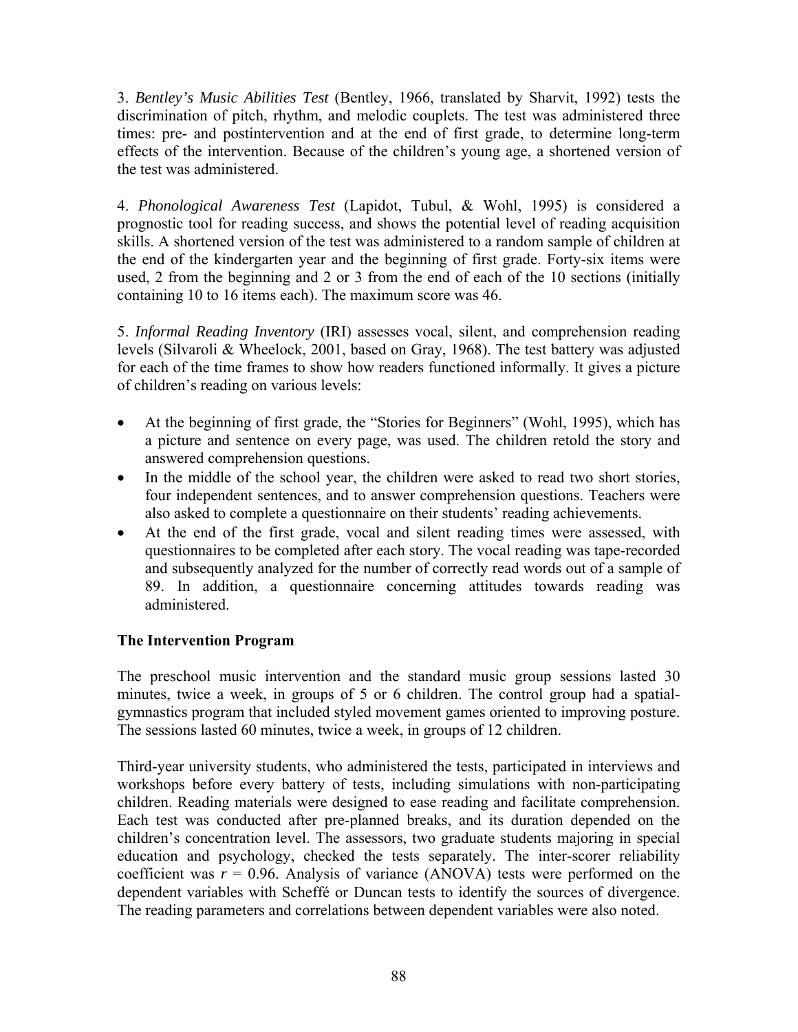3. *Bentley's Music Abilities Test* (Bentley, 1966, translated by Sharvit, 1992) tests the discrimination of pitch, rhythm, and melodic couplets. The test was administered three times: pre- and postintervention and at the end of first grade, to determine long-term effects of the intervention. Because of the children's young age, a shortened version of the test was administered.

4. *Phonological Awareness Test* (Lapidot, Tubul, & Wohl, 1995) is considered a prognostic tool for reading success, and shows the potential level of reading acquisition skills. A shortened version of the test was administered to a random sample of children at the end of the kindergarten year and the beginning of first grade. Forty-six items were used, 2 from the beginning and 2 or 3 from the end of each of the 10 sections (initially containing 10 to 16 items each). The maximum score was 46.

5. *Informal Reading Inventory* (IRI) assesses vocal, silent, and comprehension reading levels (Silvaroli & Wheelock, 2001, based on Gray, 1968). The test battery was adjusted for each of the time frames to show how readers functioned informally. It gives a picture of children's reading on various levels:

- At the beginning of first grade, the "Stories for Beginners" (Wohl, 1995), which has a picture and sentence on every page, was used. The children retold the story and answered comprehension questions.
- In the middle of the school year, the children were asked to read two short stories, four independent sentences, and to answer comprehension questions. Teachers were also asked to complete a questionnaire on their students' reading achievements.
- At the end of the first grade, vocal and silent reading times were assessed, with questionnaires to be completed after each story. The vocal reading was tape-recorded and subsequently analyzed for the number of correctly read words out of a sample of 89. In addition, a questionnaire concerning attitudes towards reading was administered.

### The Intervention Program

The preschool music intervention and the standard music group sessions lasted 30 minutes, twice a week, in groups of 5 or 6 children. The control group had a spatial-gymnastics program that included styled movement games oriented to improving posture. The sessions lasted 60 minutes, twice a week, in groups of 12 children.

Third-year university students, who administered the tests, participated in interviews and workshops before every battery of tests, including simulations with non-participating children. Reading materials were designed to ease reading and facilitate comprehension. Each test was conducted after pre-planned breaks, and its duration depended on the children's concentration level. The assessors, two graduate students majoring in special education and psychology, checked the tests separately. The inter-scorer reliability coefficient was $r = 0.96$. Analysis of variance (ANOVA) tests were performed on the dependent variables with Scheffé or Duncan tests to identify the sources of divergence. The reading parameters and correlations between dependent variables were also noted.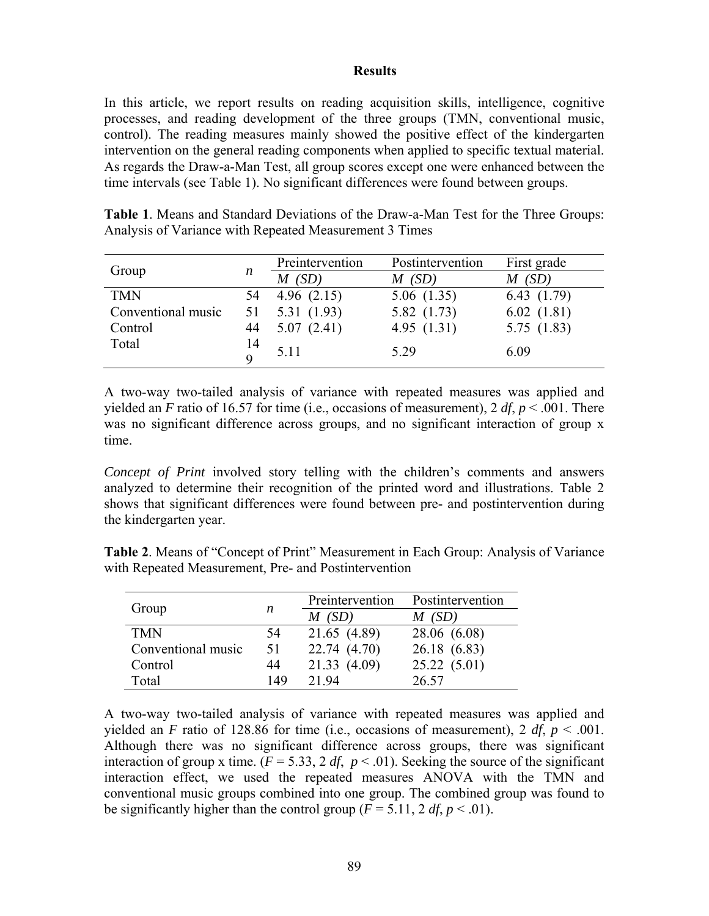## Results

In this article, we report results on reading acquisition skills, intelligence, cognitive processes, and reading development of the three groups (TMN, conventional music, control). The reading measures mainly showed the positive effect of the kindergarten intervention on the general reading components when applied to specific textual material. As regards the Draw-a-Man Test, all group scores except one were enhanced between the time intervals (see Table 1). No significant differences were found between groups.

**Table 1**. Means and Standard Deviations of the Draw-a-Man Test for the Three Groups: Analysis of Variance with Repeated Measurement 3 Times

| Group | *n* | Preintervention | Postintervention | First grade |
|---|---|---|---|---|
| | | *M (SD)* | *M (SD)* | *M (SD)* |
| TMN | 54 | 4.96 (2.15) | 5.06 (1.35) | 6.43 (1.79) |
| Conventional music | 51 | 5.31 (1.93) | 5.82 (1.73) | 6.02 (1.81) |
| Control | 44 | 5.07 (2.41) | 4.95 (1.31) | 5.75 (1.83) |
| Total | 149 | 5.11 | 5.29 | 6.09 |

A two-way two-tailed analysis of variance with repeated measures was applied and yielded an *F* ratio of 16.57 for time (i.e., occasions of measurement), 2 *df*, $p < .001$. There was no significant difference across groups, and no significant interaction of group x time.

*Concept of Print* involved story telling with the children's comments and answers analyzed to determine their recognition of the printed word and illustrations. Table 2 shows that significant differences were found between pre- and postintervention during the kindergarten year.

**Table 2**. Means of "Concept of Print" Measurement in Each Group: Analysis of Variance with Repeated Measurement, Pre- and Postintervention

| Group | *n* | Preintervention | Postintervention |
|---|---|---|---|
| | | *M (SD)* | *M (SD)* |
| TMN | 54 | 21.65 (4.89) | 28.06 (6.08) |
| Conventional music | 51 | 22.74 (4.70) | 26.18 (6.83) |
| Control | 44 | 21.33 (4.09) | 25.22 (5.01) |
| Total | 149 | 21.94 | 26.57 |

A two-way two-tailed analysis of variance with repeated measures was applied and yielded an *F* ratio of 128.86 for time (i.e., occasions of measurement), 2 *df*, $p < .001$. Although there was no significant difference across groups, there was significant interaction of group x time. ($F = 5.33$, 2 *df*, $p < .01$). Seeking the source of the significant interaction effect, we used the repeated measures ANOVA with the TMN and conventional music groups combined into one group. The combined group was found to be significantly higher than the control group ($F = 5.11$, 2 *df*, $p < .01$).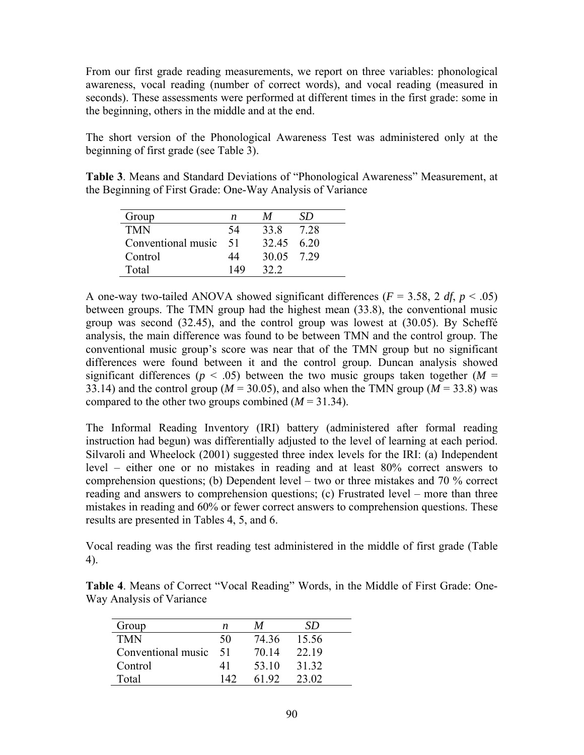From our first grade reading measurements, we report on three variables: phonological awareness, vocal reading (number of correct words), and vocal reading (measured in seconds). These assessments were performed at different times in the first grade: some in the beginning, others in the middle and at the end.

The short version of the Phonological Awareness Test was administered only at the beginning of first grade (see Table 3).

**Table 3**. Means and Standard Deviations of "Phonological Awareness" Measurement, at the Beginning of First Grade: One-Way Analysis of Variance

| Group | *n* | *M* | *SD* |
|---|---|---|---|
| TMN | 54 | 33.8 | 7.28 |
| Conventional music | 51 | 32.45 | 6.20 |
| Control | 44 | 30.05 | 7.29 |
| Total | 149 | 32.2 | |

A one-way two-tailed ANOVA showed significant differences ($F = 3.58$, 2 $df$, $p < .05$) between groups. The TMN group had the highest mean (33.8), the conventional music group was second (32.45), and the control group was lowest at (30.05). By Scheffé analysis, the main difference was found to be between TMN and the control group. The conventional music group's score was near that of the TMN group but no significant differences were found between it and the control group. Duncan analysis showed significant differences ($p < .05$) between the two music groups taken together ($M = 33.14$) and the control group ($M = 30.05$), and also when the TMN group ($M = 33.8$) was compared to the other two groups combined ($M = 31.34$).

The Informal Reading Inventory (IRI) battery (administered after formal reading instruction had begun) was differentially adjusted to the level of learning at each period. Silvaroli and Wheelock (2001) suggested three index levels for the IRI: (a) Independent level – either one or no mistakes in reading and at least 80% correct answers to comprehension questions; (b) Dependent level – two or three mistakes and 70 % correct reading and answers to comprehension questions; (c) Frustrated level – more than three mistakes in reading and 60% or fewer correct answers to comprehension questions. These results are presented in Tables 4, 5, and 6.

Vocal reading was the first reading test administered in the middle of first grade (Table 4).

**Table 4**. Means of Correct "Vocal Reading" Words, in the Middle of First Grade: One-Way Analysis of Variance

| Group | *n* | *M* | *SD* |
|---|---|---|---|
| TMN | 50 | 74.36 | 15.56 |
| Conventional music | 51 | 70.14 | 22.19 |
| Control | 41 | 53.10 | 31.32 |
| Total | 142 | 61.92 | 23.02 |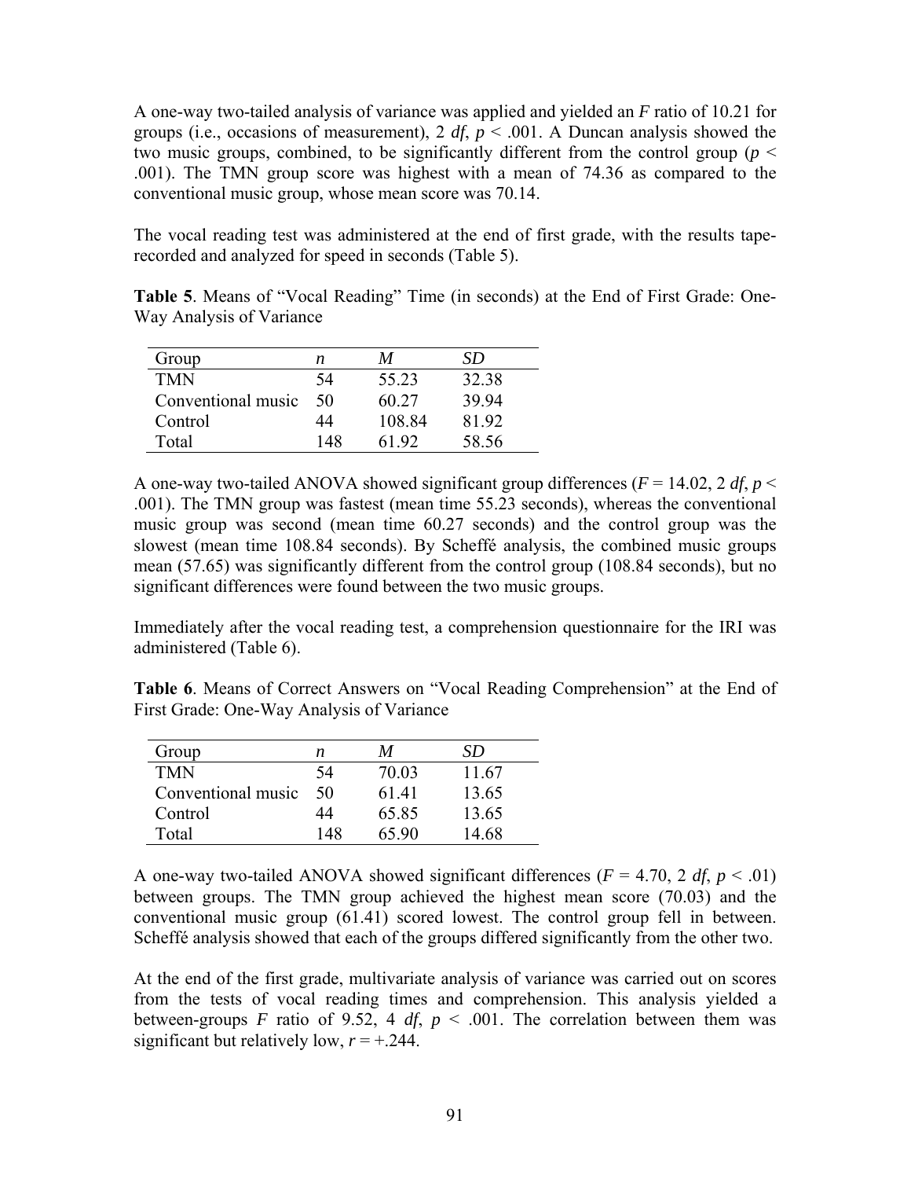A one-way two-tailed analysis of variance was applied and yielded an *F* ratio of 10.21 for groups (i.e., occasions of measurement), 2 *df*, $p < .001$. A Duncan analysis showed the two music groups, combined, to be significantly different from the control group ($p < .001$). The TMN group score was highest with a mean of 74.36 as compared to the conventional music group, whose mean score was 70.14.

The vocal reading test was administered at the end of first grade, with the results tape-recorded and analyzed for speed in seconds (Table 5).

**Table 5**. Means of "Vocal Reading" Time (in seconds) at the End of First Grade: One-Way Analysis of Variance

| Group | *n* | *M* | *SD* |
|---|---|---|---|
| TMN | 54 | 55.23 | 32.38 |
| Conventional music | 50 | 60.27 | 39.94 |
| Control | 44 | 108.84 | 81.92 |
| Total | 148 | 61.92 | 58.56 |

A one-way two-tailed ANOVA showed significant group differences ($F = 14.02$, 2 *df*, $p < .001$). The TMN group was fastest (mean time 55.23 seconds), whereas the conventional music group was second (mean time 60.27 seconds) and the control group was the slowest (mean time 108.84 seconds). By Scheffé analysis, the combined music groups mean (57.65) was significantly different from the control group (108.84 seconds), but no significant differences were found between the two music groups.

Immediately after the vocal reading test, a comprehension questionnaire for the IRI was administered (Table 6).

**Table 6**. Means of Correct Answers on "Vocal Reading Comprehension" at the End of First Grade: One-Way Analysis of Variance

| Group | *n* | *M* | *SD* |
|---|---|---|---|
| TMN | 54 | 70.03 | 11.67 |
| Conventional music | 50 | 61.41 | 13.65 |
| Control | 44 | 65.85 | 13.65 |
| Total | 148 | 65.90 | 14.68 |

A one-way two-tailed ANOVA showed significant differences ($F = 4.70$, 2 *df*, $p < .01$) between groups. The TMN group achieved the highest mean score (70.03) and the conventional music group (61.41) scored lowest. The control group fell in between. Scheffé analysis showed that each of the groups differed significantly from the other two.

At the end of the first grade, multivariate analysis of variance was carried out on scores from the tests of vocal reading times and comprehension. This analysis yielded a between-groups *F* ratio of 9.52, 4 *df*, $p < .001$. The correlation between them was significant but relatively low, $r = +.244$.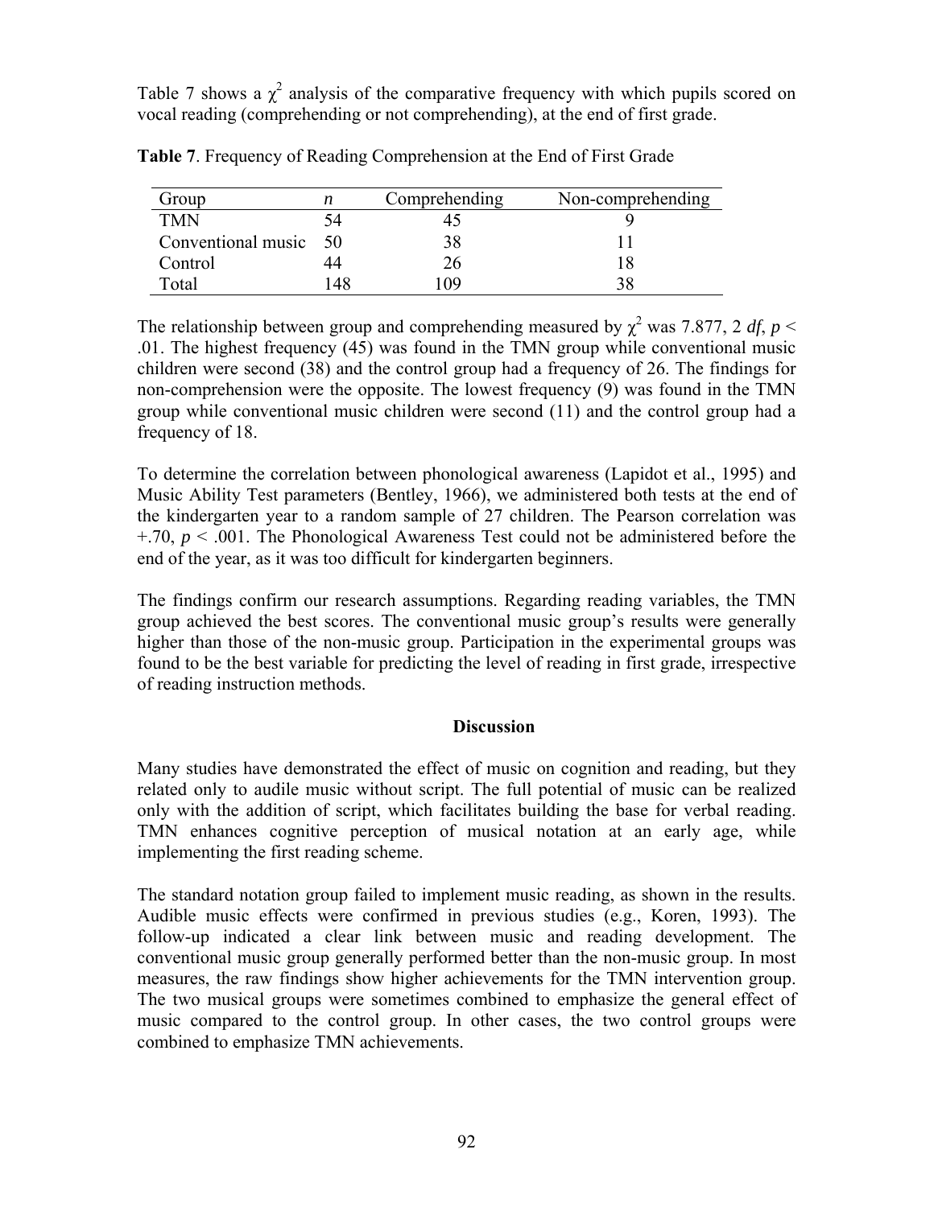Table 7 shows a $\chi^2$ analysis of the comparative frequency with which pupils scored on vocal reading (comprehending or not comprehending), at the end of first grade.

**Table 7**. Frequency of Reading Comprehension at the End of First Grade

| Group | *n* | Comprehending | Non-comprehending |
|---|---|---|---|
| TMN | 54 | 45 | 9 |
| Conventional music | 50 | 38 | 11 |
| Control | 44 | 26 | 18 |
| Total | 148 | 109 | 38 |

The relationship between group and comprehending measured by $\chi^2$ was 7.877, 2 *df*, $p < .01$. The highest frequency (45) was found in the TMN group while conventional music children were second (38) and the control group had a frequency of 26. The findings for non-comprehension were the opposite. The lowest frequency (9) was found in the TMN group while conventional music children were second (11) and the control group had a frequency of 18.

To determine the correlation between phonological awareness (Lapidot et al., 1995) and Music Ability Test parameters (Bentley, 1966), we administered both tests at the end of the kindergarten year to a random sample of 27 children. The Pearson correlation was +.70, $p < .001$. The Phonological Awareness Test could not be administered before the end of the year, as it was too difficult for kindergarten beginners.

The findings confirm our research assumptions. Regarding reading variables, the TMN group achieved the best scores. The conventional music group's results were generally higher than those of the non-music group. Participation in the experimental groups was found to be the best variable for predicting the level of reading in first grade, irrespective of reading instruction methods.

## Discussion

Many studies have demonstrated the effect of music on cognition and reading, but they related only to audile music without script. The full potential of music can be realized only with the addition of script, which facilitates building the base for verbal reading. TMN enhances cognitive perception of musical notation at an early age, while implementing the first reading scheme.

The standard notation group failed to implement music reading, as shown in the results. Audible music effects were confirmed in previous studies (e.g., Koren, 1993). The follow-up indicated a clear link between music and reading development. The conventional music group generally performed better than the non-music group. In most measures, the raw findings show higher achievements for the TMN intervention group. The two musical groups were sometimes combined to emphasize the general effect of music compared to the control group. In other cases, the two control groups were combined to emphasize TMN achievements.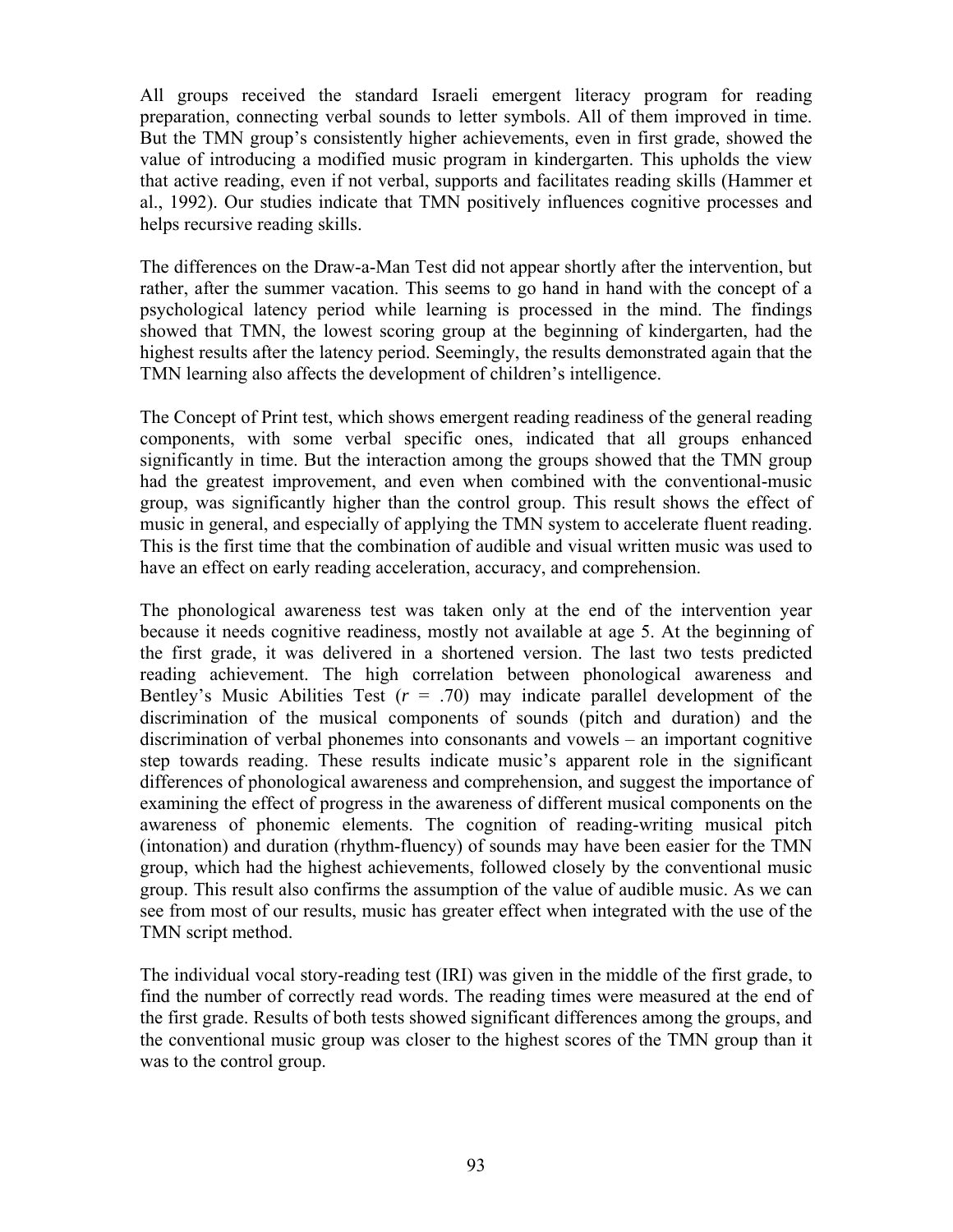All groups received the standard Israeli emergent literacy program for reading preparation, connecting verbal sounds to letter symbols. All of them improved in time. But the TMN group's consistently higher achievements, even in first grade, showed the value of introducing a modified music program in kindergarten. This upholds the view that active reading, even if not verbal, supports and facilitates reading skills (Hammer et al., 1992). Our studies indicate that TMN positively influences cognitive processes and helps recursive reading skills.

The differences on the Draw-a-Man Test did not appear shortly after the intervention, but rather, after the summer vacation. This seems to go hand in hand with the concept of a psychological latency period while learning is processed in the mind. The findings showed that TMN, the lowest scoring group at the beginning of kindergarten, had the highest results after the latency period. Seemingly, the results demonstrated again that the TMN learning also affects the development of children's intelligence.

The Concept of Print test, which shows emergent reading readiness of the general reading components, with some verbal specific ones, indicated that all groups enhanced significantly in time. But the interaction among the groups showed that the TMN group had the greatest improvement, and even when combined with the conventional-music group, was significantly higher than the control group. This result shows the effect of music in general, and especially of applying the TMN system to accelerate fluent reading. This is the first time that the combination of audible and visual written music was used to have an effect on early reading acceleration, accuracy, and comprehension.

The phonological awareness test was taken only at the end of the intervention year because it needs cognitive readiness, mostly not available at age 5. At the beginning of the first grade, it was delivered in a shortened version. The last two tests predicted reading achievement. The high correlation between phonological awareness and Bentley's Music Abilities Test ($r$ = .70) may indicate parallel development of the discrimination of the musical components of sounds (pitch and duration) and the discrimination of verbal phonemes into consonants and vowels – an important cognitive step towards reading. These results indicate music's apparent role in the significant differences of phonological awareness and comprehension, and suggest the importance of examining the effect of progress in the awareness of different musical components on the awareness of phonemic elements. The cognition of reading-writing musical pitch (intonation) and duration (rhythm-fluency) of sounds may have been easier for the TMN group, which had the highest achievements, followed closely by the conventional music group. This result also confirms the assumption of the value of audible music. As we can see from most of our results, music has greater effect when integrated with the use of the TMN script method.

The individual vocal story-reading test (IRI) was given in the middle of the first grade, to find the number of correctly read words. The reading times were measured at the end of the first grade. Results of both tests showed significant differences among the groups, and the conventional music group was closer to the highest scores of the TMN group than it was to the control group.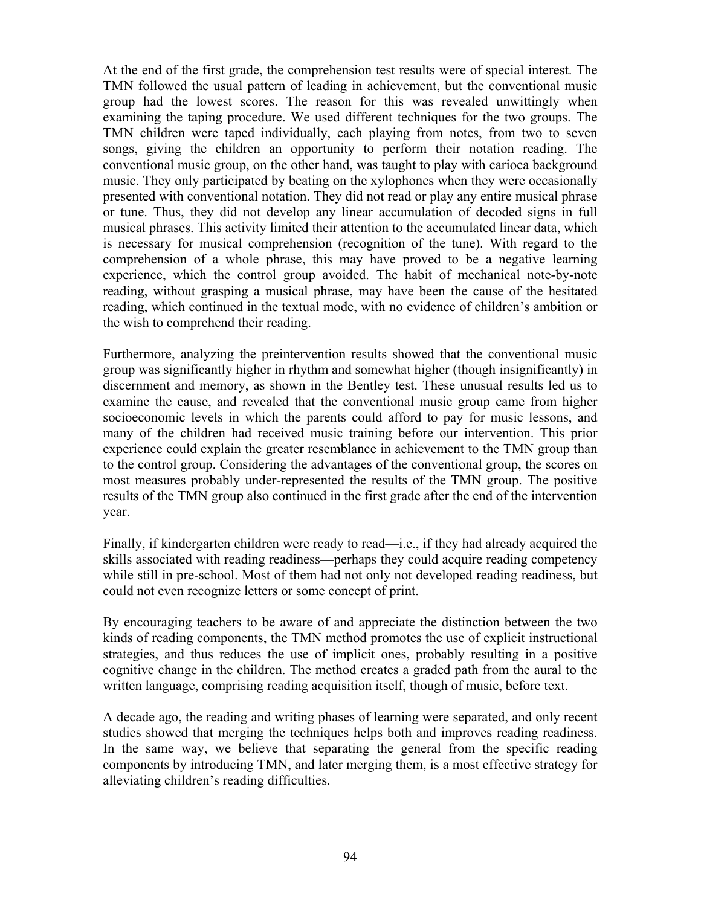At the end of the first grade, the comprehension test results were of special interest. The TMN followed the usual pattern of leading in achievement, but the conventional music group had the lowest scores. The reason for this was revealed unwittingly when examining the taping procedure. We used different techniques for the two groups. The TMN children were taped individually, each playing from notes, from two to seven songs, giving the children an opportunity to perform their notation reading. The conventional music group, on the other hand, was taught to play with carioca background music. They only participated by beating on the xylophones when they were occasionally presented with conventional notation. They did not read or play any entire musical phrase or tune. Thus, they did not develop any linear accumulation of decoded signs in full musical phrases. This activity limited their attention to the accumulated linear data, which is necessary for musical comprehension (recognition of the tune). With regard to the comprehension of a whole phrase, this may have proved to be a negative learning experience, which the control group avoided. The habit of mechanical note-by-note reading, without grasping a musical phrase, may have been the cause of the hesitated reading, which continued in the textual mode, with no evidence of children's ambition or the wish to comprehend their reading.

Furthermore, analyzing the preintervention results showed that the conventional music group was significantly higher in rhythm and somewhat higher (though insignificantly) in discernment and memory, as shown in the Bentley test. These unusual results led us to examine the cause, and revealed that the conventional music group came from higher socioeconomic levels in which the parents could afford to pay for music lessons, and many of the children had received music training before our intervention. This prior experience could explain the greater resemblance in achievement to the TMN group than to the control group. Considering the advantages of the conventional group, the scores on most measures probably under-represented the results of the TMN group. The positive results of the TMN group also continued in the first grade after the end of the intervention year.

Finally, if kindergarten children were ready to read—i.e., if they had already acquired the skills associated with reading readiness—perhaps they could acquire reading competency while still in pre-school. Most of them had not only not developed reading readiness, but could not even recognize letters or some concept of print.

By encouraging teachers to be aware of and appreciate the distinction between the two kinds of reading components, the TMN method promotes the use of explicit instructional strategies, and thus reduces the use of implicit ones, probably resulting in a positive cognitive change in the children. The method creates a graded path from the aural to the written language, comprising reading acquisition itself, though of music, before text.

A decade ago, the reading and writing phases of learning were separated, and only recent studies showed that merging the techniques helps both and improves reading readiness. In the same way, we believe that separating the general from the specific reading components by introducing TMN, and later merging them, is a most effective strategy for alleviating children's reading difficulties.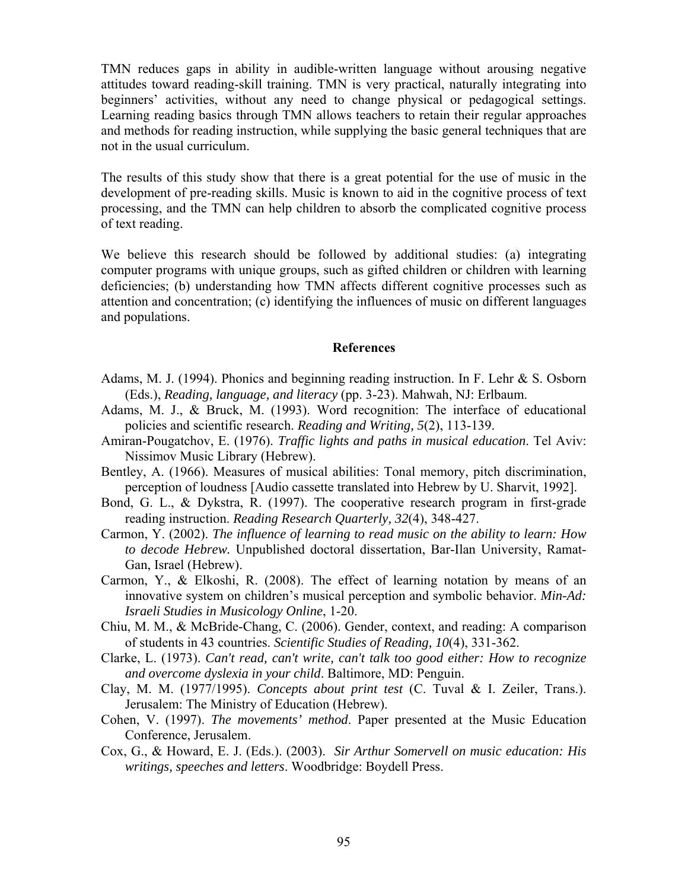TMN reduces gaps in ability in audible-written language without arousing negative attitudes toward reading-skill training. TMN is very practical, naturally integrating into beginners' activities, without any need to change physical or pedagogical settings. Learning reading basics through TMN allows teachers to retain their regular approaches and methods for reading instruction, while supplying the basic general techniques that are not in the usual curriculum.

The results of this study show that there is a great potential for the use of music in the development of pre-reading skills. Music is known to aid in the cognitive process of text processing, and the TMN can help children to absorb the complicated cognitive process of text reading.

We believe this research should be followed by additional studies: (a) integrating computer programs with unique groups, such as gifted children or children with learning deficiencies; (b) understanding how TMN affects different cognitive processes such as attention and concentration; (c) identifying the influences of music on different languages and populations.

## References

Adams, M. J. (1994). Phonics and beginning reading instruction. In F. Lehr & S. Osborn (Eds.), *Reading, language, and literacy* (pp. 3-23). Mahwah, NJ: Erlbaum.

Adams, M. J., & Bruck, M. (1993). Word recognition: The interface of educational policies and scientific research. *Reading and Writing, 5*(2), 113-139.

Amiran-Pougatchov, E. (1976). *Traffic lights and paths in musical education*. Tel Aviv: Nissimov Music Library (Hebrew).

Bentley, A. (1966). Measures of musical abilities: Tonal memory, pitch discrimination, perception of loudness [Audio cassette translated into Hebrew by U. Sharvit, 1992].

Bond, G. L., & Dykstra, R. (1997). The cooperative research program in first-grade reading instruction. *Reading Research Quarterly, 32*(4), 348-427.

Carmon, Y. (2002). *The influence of learning to read music on the ability to learn: How to decode Hebrew.* Unpublished doctoral dissertation, Bar-Ilan University, Ramat-Gan, Israel (Hebrew).

Carmon, Y., & Elkoshi, R. (2008). The effect of learning notation by means of an innovative system on children's musical perception and symbolic behavior. *Min-Ad: Israeli Studies in Musicology Online*, 1-20.

Chiu, M. M., & McBride-Chang, C. (2006). Gender, context, and reading: A comparison of students in 43 countries. *Scientific Studies of Reading, 10*(4), 331-362.

Clarke, L. (1973). *Can't read, can't write, can't talk too good either: How to recognize and overcome dyslexia in your child*. Baltimore, MD: Penguin.

Clay, M. M. (1977/1995). *Concepts about print test* (C. Tuval & I. Zeiler, Trans.). Jerusalem: The Ministry of Education (Hebrew).

Cohen, V. (1997). *The movements' method*. Paper presented at the Music Education Conference, Jerusalem.

Cox, G., & Howard, E. J. (Eds.). (2003). *Sir Arthur Somervell on music education: His writings, speeches and letters*. Woodbridge: Boydell Press.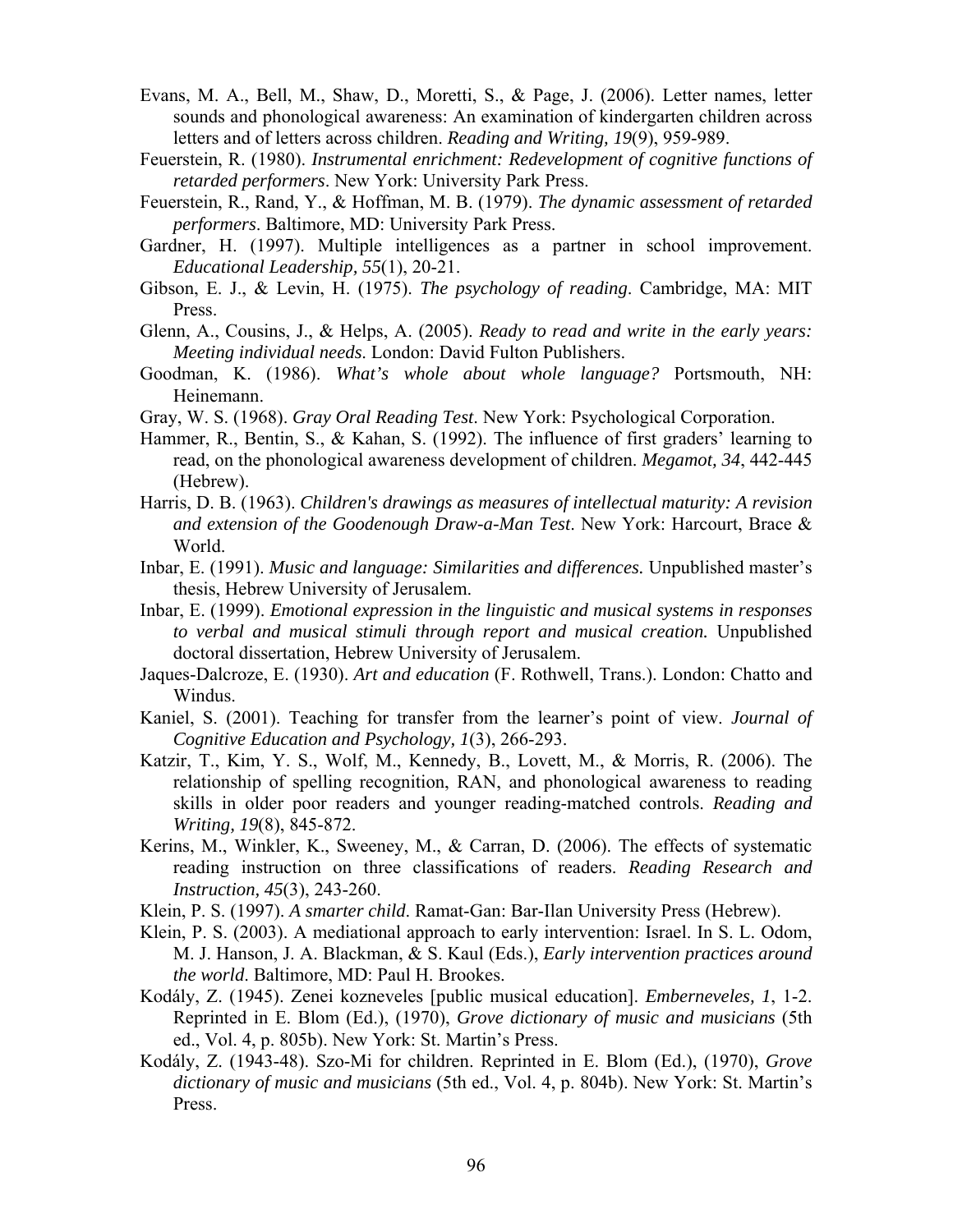Evans, M. A., Bell, M., Shaw, D., Moretti, S., & Page, J. (2006). Letter names, letter sounds and phonological awareness: An examination of kindergarten children across letters and of letters across children. *Reading and Writing, 19*(9), 959-989.

Feuerstein, R. (1980). *Instrumental enrichment: Redevelopment of cognitive functions of retarded performers*. New York: University Park Press.

Feuerstein, R., Rand, Y., & Hoffman, M. B. (1979). *The dynamic assessment of retarded performers*. Baltimore, MD: University Park Press.

Gardner, H. (1997). Multiple intelligences as a partner in school improvement. *Educational Leadership, 55*(1), 20-21.

Gibson, E. J., & Levin, H. (1975). *The psychology of reading*. Cambridge, MA: MIT Press.

Glenn, A., Cousins, J., & Helps, A. (2005). *Ready to read and write in the early years: Meeting individual needs.* London: David Fulton Publishers.

Goodman, K. (1986). *What's whole about whole language?* Portsmouth, NH: Heinemann.

Gray, W. S. (1968). *Gray Oral Reading Test*. New York: Psychological Corporation.

Hammer, R., Bentin, S., & Kahan, S. (1992). The influence of first graders' learning to read, on the phonological awareness development of children. *Megamot, 34*, 442-445 (Hebrew).

Harris, D. B. (1963). *Children's drawings as measures of intellectual maturity: A revision and extension of the Goodenough Draw-a-Man Test*. New York: Harcourt, Brace & World.

Inbar, E. (1991). *Music and language: Similarities and differences.* Unpublished master's thesis, Hebrew University of Jerusalem.

Inbar, E. (1999). *Emotional expression in the linguistic and musical systems in responses to verbal and musical stimuli through report and musical creation.* Unpublished doctoral dissertation, Hebrew University of Jerusalem.

Jaques-Dalcroze, E. (1930). *Art and education* (F. Rothwell, Trans.). London: Chatto and Windus.

Kaniel, S. (2001). Teaching for transfer from the learner's point of view. *Journal of Cognitive Education and Psychology, 1*(3), 266-293.

Katzir, T., Kim, Y. S., Wolf, M., Kennedy, B., Lovett, M., & Morris, R. (2006). The relationship of spelling recognition, RAN, and phonological awareness to reading skills in older poor readers and younger reading-matched controls. *Reading and Writing, 19*(8), 845-872.

Kerins, M., Winkler, K., Sweeney, M., & Carran, D. (2006). The effects of systematic reading instruction on three classifications of readers. *Reading Research and Instruction, 45*(3), 243-260.

Klein, P. S. (1997). *A smarter child*. Ramat-Gan: Bar-Ilan University Press (Hebrew).

Klein, P. S. (2003). A mediational approach to early intervention: Israel. In S. L. Odom, M. J. Hanson, J. A. Blackman, & S. Kaul (Eds.), *Early intervention practices around the world*. Baltimore, MD: Paul H. Brookes.

Kodály, Z. (1945). Zenei kozneveles [public musical education]. *Emberneveles, 1*, 1-2. Reprinted in E. Blom (Ed.), (1970), *Grove dictionary of music and musicians* (5th ed., Vol. 4, p. 805b). New York: St. Martin's Press.

Kodály, Z. (1943-48). Szo-Mi for children. Reprinted in E. Blom (Ed.), (1970), *Grove dictionary of music and musicians* (5th ed., Vol. 4, p. 804b). New York: St. Martin's Press.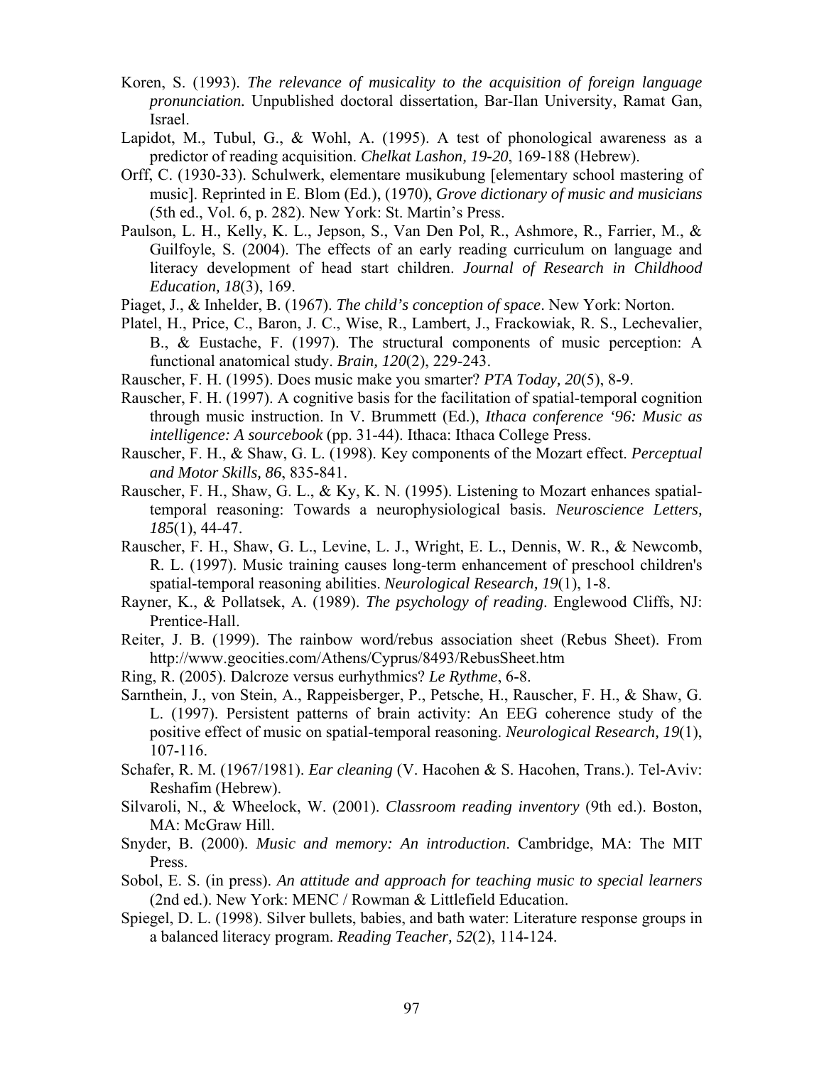Koren, S. (1993). *The relevance of musicality to the acquisition of foreign language pronunciation.* Unpublished doctoral dissertation, Bar-Ilan University, Ramat Gan, Israel.

Lapidot, M., Tubul, G., & Wohl, A. (1995). A test of phonological awareness as a predictor of reading acquisition. *Chelkat Lashon, 19-20*, 169-188 (Hebrew).

Orff, C. (1930-33). Schulwerk, elementare musikubung [elementary school mastering of music]. Reprinted in E. Blom (Ed.), (1970), *Grove dictionary of music and musicians* (5th ed., Vol. 6, p. 282). New York: St. Martin's Press.

Paulson, L. H., Kelly, K. L., Jepson, S., Van Den Pol, R., Ashmore, R., Farrier, M., & Guilfoyle, S. (2004). The effects of an early reading curriculum on language and literacy development of head start children. *Journal of Research in Childhood Education, 18*(3), 169.

Piaget, J., & Inhelder, B. (1967). *The child's conception of space*. New York: Norton.

Platel, H., Price, C., Baron, J. C., Wise, R., Lambert, J., Frackowiak, R. S., Lechevalier, B., & Eustache, F. (1997). The structural components of music perception: A functional anatomical study. *Brain, 120*(2), 229-243.

Rauscher, F. H. (1995). Does music make you smarter? *PTA Today, 20*(5), 8-9.

Rauscher, F. H. (1997). A cognitive basis for the facilitation of spatial-temporal cognition through music instruction. In V. Brummett (Ed.), *Ithaca conference '96: Music as intelligence: A sourcebook* (pp. 31-44). Ithaca: Ithaca College Press.

Rauscher, F. H., & Shaw, G. L. (1998). Key components of the Mozart effect. *Perceptual and Motor Skills, 86*, 835-841.

Rauscher, F. H., Shaw, G. L., & Ky, K. N. (1995). Listening to Mozart enhances spatial-temporal reasoning: Towards a neurophysiological basis. *Neuroscience Letters, 185*(1), 44-47.

Rauscher, F. H., Shaw, G. L., Levine, L. J., Wright, E. L., Dennis, W. R., & Newcomb, R. L. (1997). Music training causes long-term enhancement of preschool children's spatial-temporal reasoning abilities. *Neurological Research, 19*(1), 1-8.

Rayner, K., & Pollatsek, A. (1989). *The psychology of reading*. Englewood Cliffs, NJ: Prentice-Hall.

Reiter, J. B. (1999). The rainbow word/rebus association sheet (Rebus Sheet). From http://www.geocities.com/Athens/Cyprus/8493/RebusSheet.htm

Ring, R. (2005). Dalcroze versus eurhythmics? *Le Rythme*, 6-8.

Sarnthein, J., von Stein, A., Rappeisberger, P., Petsche, H., Rauscher, F. H., & Shaw, G. L. (1997). Persistent patterns of brain activity: An EEG coherence study of the positive effect of music on spatial-temporal reasoning. *Neurological Research, 19*(1), 107-116.

Schafer, R. M. (1967/1981). *Ear cleaning* (V. Hacohen & S. Hacohen, Trans.). Tel-Aviv: Reshafim (Hebrew).

Silvaroli, N., & Wheelock, W. (2001). *Classroom reading inventory* (9th ed.). Boston, MA: McGraw Hill.

Snyder, B. (2000). *Music and memory: An introduction*. Cambridge, MA: The MIT Press.

Sobol, E. S. (in press). *An attitude and approach for teaching music to special learners* (2nd ed.). New York: MENC / Rowman & Littlefield Education.

Spiegel, D. L. (1998). Silver bullets, babies, and bath water: Literature response groups in a balanced literacy program. *Reading Teacher, 52*(2), 114-124.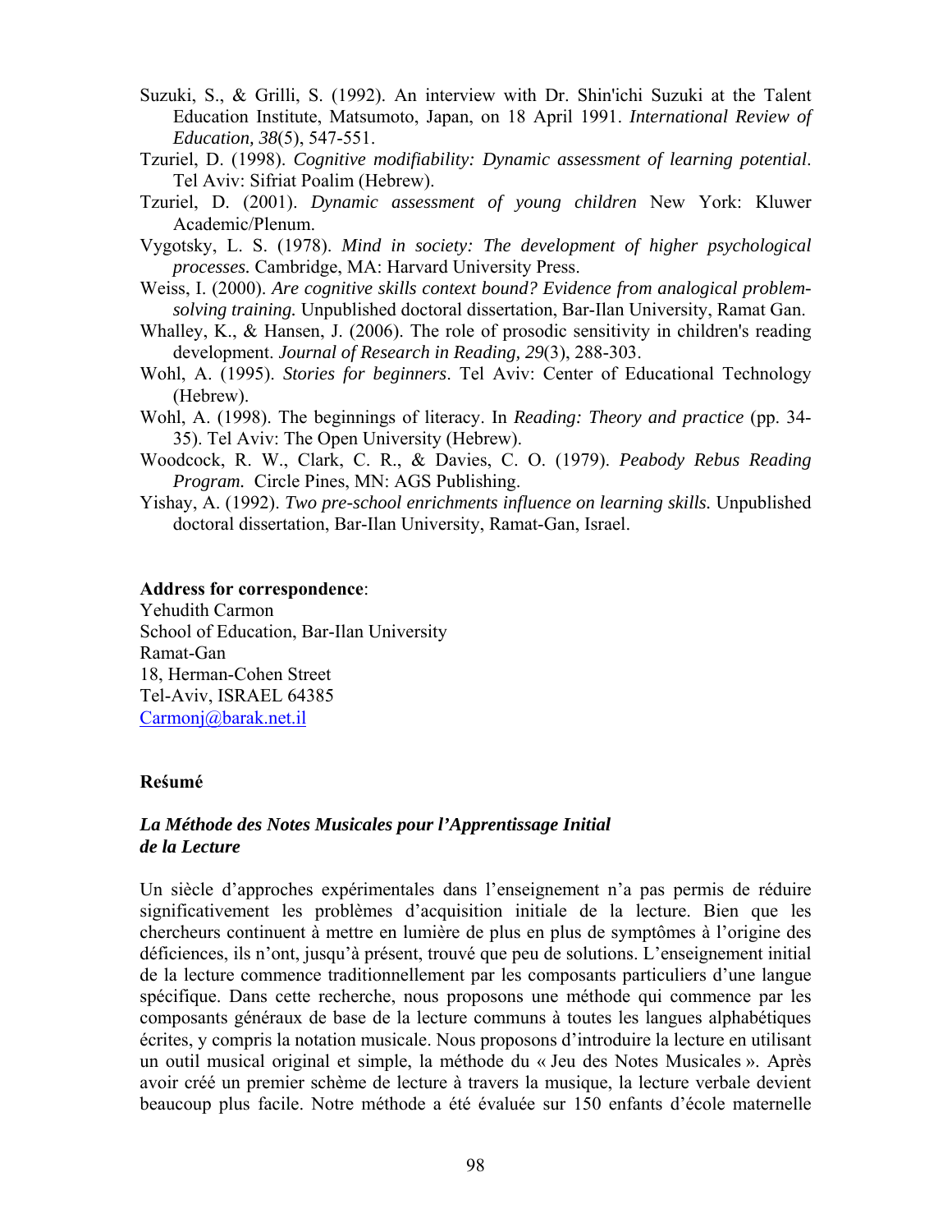Suzuki, S., & Grilli, S. (1992). An interview with Dr. Shin'ichi Suzuki at the Talent Education Institute, Matsumoto, Japan, on 18 April 1991. *International Review of Education, 38*(5), 547-551.

Tzuriel, D. (1998). *Cognitive modifiability: Dynamic assessment of learning potential*. Tel Aviv: Sifriat Poalim (Hebrew).

Tzuriel, D. (2001). *Dynamic assessment of young children* New York: Kluwer Academic/Plenum.

Vygotsky, L. S. (1978). *Mind in society: The development of higher psychological processes.* Cambridge, MA: Harvard University Press.

Weiss, I. (2000). *Are cognitive skills context bound? Evidence from analogical problem-solving training.* Unpublished doctoral dissertation, Bar-Ilan University, Ramat Gan.

Whalley, K., & Hansen, J. (2006). The role of prosodic sensitivity in children's reading development. *Journal of Research in Reading, 29*(3), 288-303.

Wohl, A. (1995). *Stories for beginners*. Tel Aviv: Center of Educational Technology (Hebrew).

Wohl, A. (1998). The beginnings of literacy. In *Reading: Theory and practice* (pp. 34-35). Tel Aviv: The Open University (Hebrew).

Woodcock, R. W., Clark, C. R., & Davies, C. O. (1979). *Peabody Rebus Reading Program.* Circle Pines, MN: AGS Publishing.

Yishay, A. (1992). *Two pre-school enrichments influence on learning skills.* Unpublished doctoral dissertation, Bar-Ilan University, Ramat-Gan, Israel.

**Address for correspondence**:
Yehudith Carmon
School of Education, Bar-Ilan University
Ramat-Gan
18, Herman-Cohen Street
Tel-Aviv, ISRAEL 64385
Carmonj@barak.net.il

**Reśumé**

***La Méthode des Notes Musicales pour l'Apprentissage Initial de la Lecture***

Un siècle d'approches expérimentales dans l'enseignement n'a pas permis de réduire significativement les problèmes d'acquisition initiale de la lecture. Bien que les chercheurs continuent à mettre en lumière de plus en plus de symptômes à l'origine des déficiences, ils n'ont, jusqu'à présent, trouvé que peu de solutions. L'enseignement initial de la lecture commence traditionnellement par les composants particuliers d'une langue spécifique. Dans cette recherche, nous proposons une méthode qui commence par les composants généraux de base de la lecture communs à toutes les langues alphabétiques écrites, y compris la notation musicale. Nous proposons d'introduire la lecture en utilisant un outil musical original et simple, la méthode du « Jeu des Notes Musicales ». Après avoir créé un premier schème de lecture à travers la musique, la lecture verbale devient beaucoup plus facile. Notre méthode a été évaluée sur 150 enfants d'école maternelle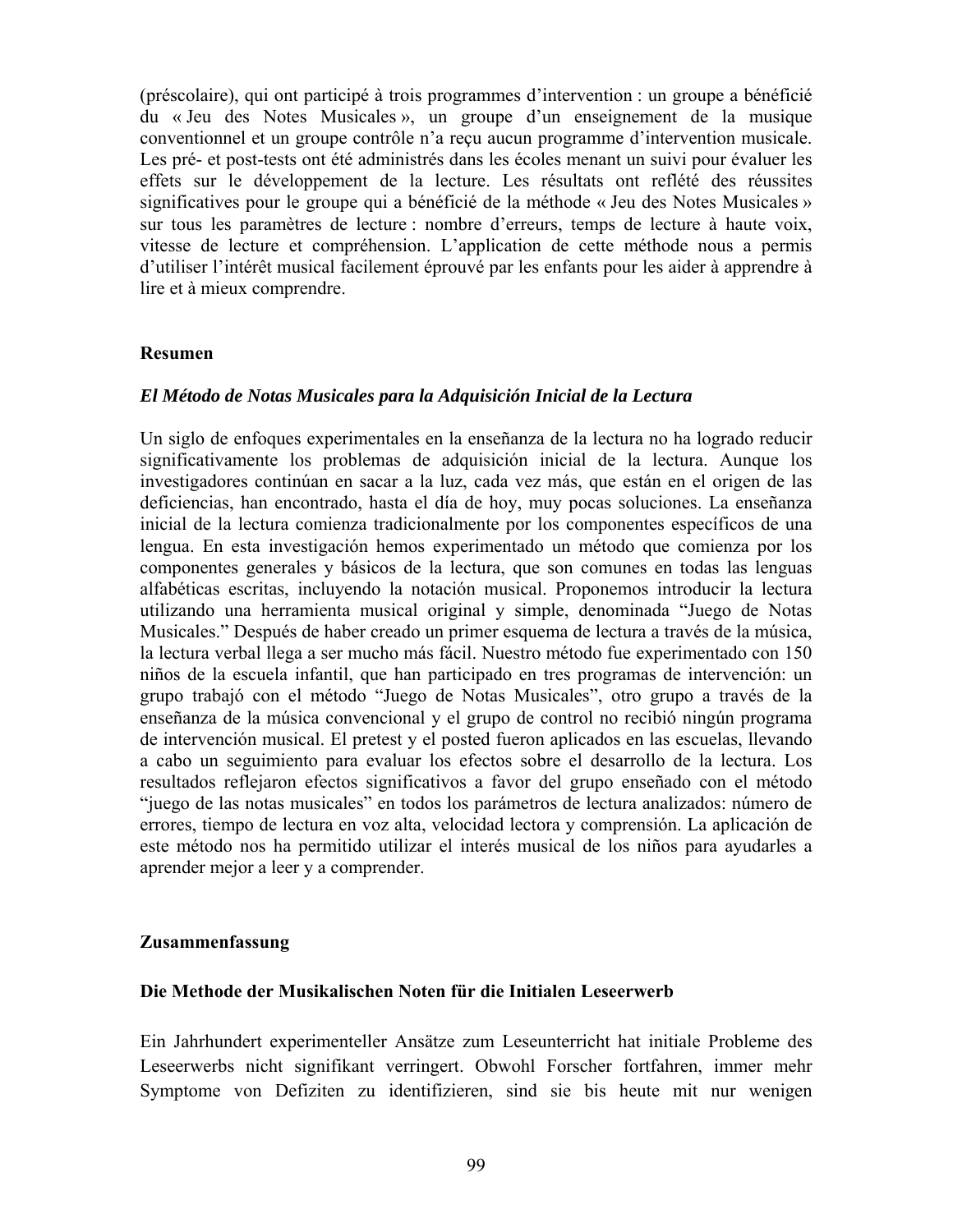(préscolaire), qui ont participé à trois programmes d'intervention : un groupe a bénéficié du « Jeu des Notes Musicales », un groupe d'un enseignement de la musique conventionnel et un groupe contrôle n'a reçu aucun programme d'intervention musicale. Les pré- et post-tests ont été administrés dans les écoles menant un suivi pour évaluer les effets sur le développement de la lecture. Les résultats ont reflété des réussites significatives pour le groupe qui a bénéficié de la méthode « Jeu des Notes Musicales » sur tous les paramètres de lecture : nombre d'erreurs, temps de lecture à haute voix, vitesse de lecture et compréhension. L'application de cette méthode nous a permis d'utiliser l'intérêt musical facilement éprouvé par les enfants pour les aider à apprendre à lire et à mieux comprendre.

**Resumen**

***El Método de Notas Musicales para la Adquisición Inicial de la Lectura***

Un siglo de enfoques experimentales en la enseñanza de la lectura no ha logrado reducir significativamente los problemas de adquisición inicial de la lectura. Aunque los investigadores continúan en sacar a la luz, cada vez más, que están en el origen de las deficiencias, han encontrado, hasta el día de hoy, muy pocas soluciones. La enseñanza inicial de la lectura comienza tradicionalmente por los componentes específicos de una lengua. En esta investigación hemos experimentado un método que comienza por los componentes generales y básicos de la lectura, que son comunes en todas las lenguas alfabéticas escritas, incluyendo la notación musical. Proponemos introducir la lectura utilizando una herramienta musical original y simple, denominada "Juego de Notas Musicales." Después de haber creado un primer esquema de lectura a través de la música, la lectura verbal llega a ser mucho más fácil. Nuestro método fue experimentado con 150 niños de la escuela infantil, que han participado en tres programas de intervención: un grupo trabajó con el método "Juego de Notas Musicales", otro grupo a través de la enseñanza de la música convencional y el grupo de control no recibió ningún programa de intervención musical. El pretest y el posted fueron aplicados en las escuelas, llevando a cabo un seguimiento para evaluar los efectos sobre el desarrollo de la lectura. Los resultados reflejaron efectos significativos a favor del grupo enseñado con el método "juego de las notas musicales" en todos los parámetros de lectura analizados: número de errores, tiempo de lectura en voz alta, velocidad lectora y comprensión. La aplicación de este método nos ha permitido utilizar el interés musical de los niños para ayudarles a aprender mejor a leer y a comprender.

**Zusammenfassung**

**Die Methode der Musikalischen Noten für die Initialen Leseerwerb**

Ein Jahrhundert experimenteller Ansätze zum Leseunterricht hat initiale Probleme des Leseerwerbs nicht signifikant verringert. Obwohl Forscher fortfahren, immer mehr Symptome von Defiziten zu identifizieren, sind sie bis heute mit nur wenigen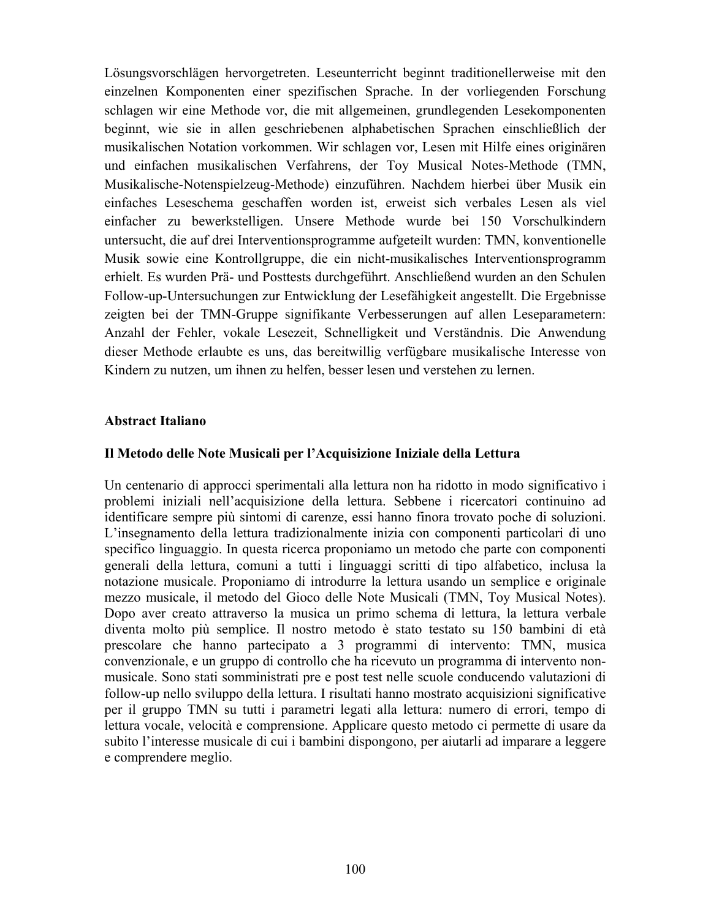Lösungsvorschlägen hervorgetreten. Leseunterricht beginnt traditionellerweise mit den einzelnen Komponenten einer spezifischen Sprache. In der vorliegenden Forschung schlagen wir eine Methode vor, die mit allgemeinen, grundlegenden Lesekomponenten beginnt, wie sie in allen geschriebenen alphabetischen Sprachen einschließlich der musikalischen Notation vorkommen. Wir schlagen vor, Lesen mit Hilfe eines originären und einfachen musikalischen Verfahrens, der Toy Musical Notes-Methode (TMN, Musikalische-Notenspielzeug-Methode) einzuführen. Nachdem hierbei über Musik ein einfaches Leseschema geschaffen worden ist, erweist sich verbales Lesen als viel einfacher zu bewerkstelligen. Unsere Methode wurde bei 150 Vorschulkindern untersucht, die auf drei Interventionsprogramme aufgeteilt wurden: TMN, konventionelle Musik sowie eine Kontrollgruppe, die ein nicht-musikalisches Interventionsprogramm erhielt. Es wurden Prä- und Posttests durchgeführt. Anschließend wurden an den Schulen Follow-up-Untersuchungen zur Entwicklung der Lesefähigkeit angestellt. Die Ergebnisse zeigten bei der TMN-Gruppe signifikante Verbesserungen auf allen Leseparametern: Anzahl der Fehler, vokale Lesezeit, Schnelligkeit und Verständnis. Die Anwendung dieser Methode erlaubte es uns, das bereitwillig verfügbare musikalische Interesse von Kindern zu nutzen, um ihnen zu helfen, besser lesen und verstehen zu lernen.

**Abstract Italiano**

**Il Metodo delle Note Musicali per l'Acquisizione Iniziale della Lettura**

Un centenario di approcci sperimentali alla lettura non ha ridotto in modo significativo i problemi iniziali nell'acquisizione della lettura. Sebbene i ricercatori continuino ad identificare sempre più sintomi di carenze, essi hanno finora trovato poche di soluzioni. L'insegnamento della lettura tradizionalmente inizia con componenti particolari di uno specifico linguaggio. In questa ricerca proponiamo un metodo che parte con componenti generali della lettura, comuni a tutti i linguaggi scritti di tipo alfabetico, inclusa la notazione musicale. Proponiamo di introdurre la lettura usando un semplice e originale mezzo musicale, il metodo del Gioco delle Note Musicali (TMN, Toy Musical Notes). Dopo aver creato attraverso la musica un primo schema di lettura, la lettura verbale diventa molto più semplice. Il nostro metodo è stato testato su 150 bambini di età prescolare che hanno partecipato a 3 programmi di intervento: TMN, musica convenzionale, e un gruppo di controllo che ha ricevuto un programma di intervento non-musicale. Sono stati somministrati pre e post test nelle scuole conducendo valutazioni di follow-up nello sviluppo della lettura. I risultati hanno mostrato acquisizioni significative per il gruppo TMN su tutti i parametri legati alla lettura: numero di errori, tempo di lettura vocale, velocità e comprensione. Applicare questo metodo ci permette di usare da subito l'interesse musicale di cui i bambini dispongono, per aiutarli ad imparare a leggere e comprendere meglio.